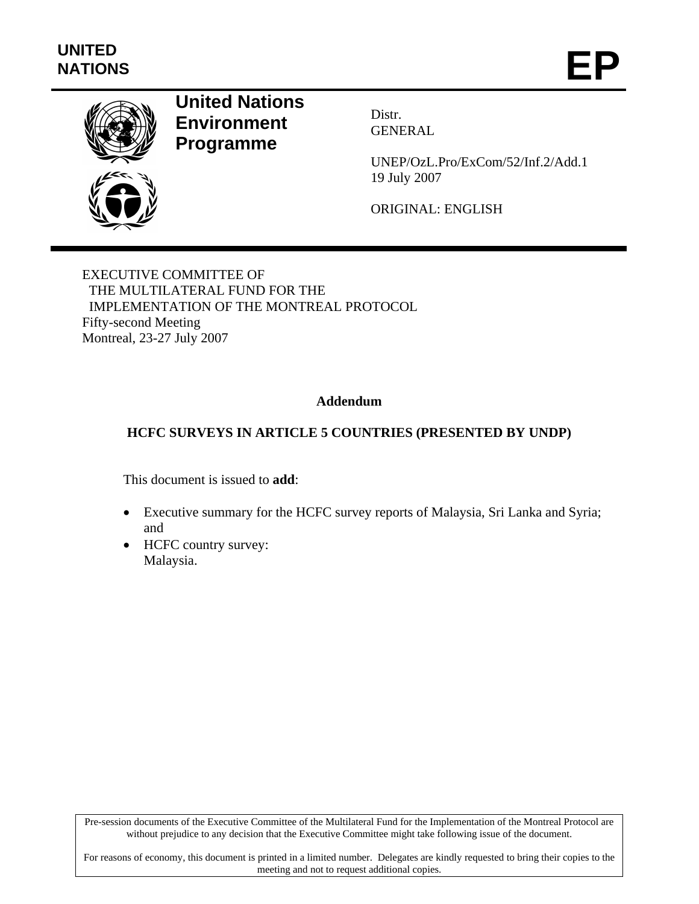UNITED NATIONS

# EP

**United Nations Environment Programme**

Distr.
GENERAL

UNEP/OzL.Pro/ExCom/52/Inf.2/Add.1
19 July 2007

ORIGINAL: ENGLISH

EXECUTIVE COMMITTEE OF
THE MULTILATERAL FUND FOR THE
IMPLEMENTATION OF THE MONTREAL PROTOCOL
Fifty-second Meeting
Montreal, 23-27 July 2007

**Addendum**

**HCFC SURVEYS IN ARTICLE 5 COUNTRIES (PRESENTED BY UNDP)**

This document is issued to **add**:

- Executive summary for the HCFC survey reports of Malaysia, Sri Lanka and Syria; and
- HCFC country survey:
  Malaysia.

Pre-session documents of the Executive Committee of the Multilateral Fund for the Implementation of the Montreal Protocol are without prejudice to any decision that the Executive Committee might take following issue of the document.

For reasons of economy, this document is printed in a limited number. Delegates are kindly requested to bring their copies to the meeting and not to request additional copies.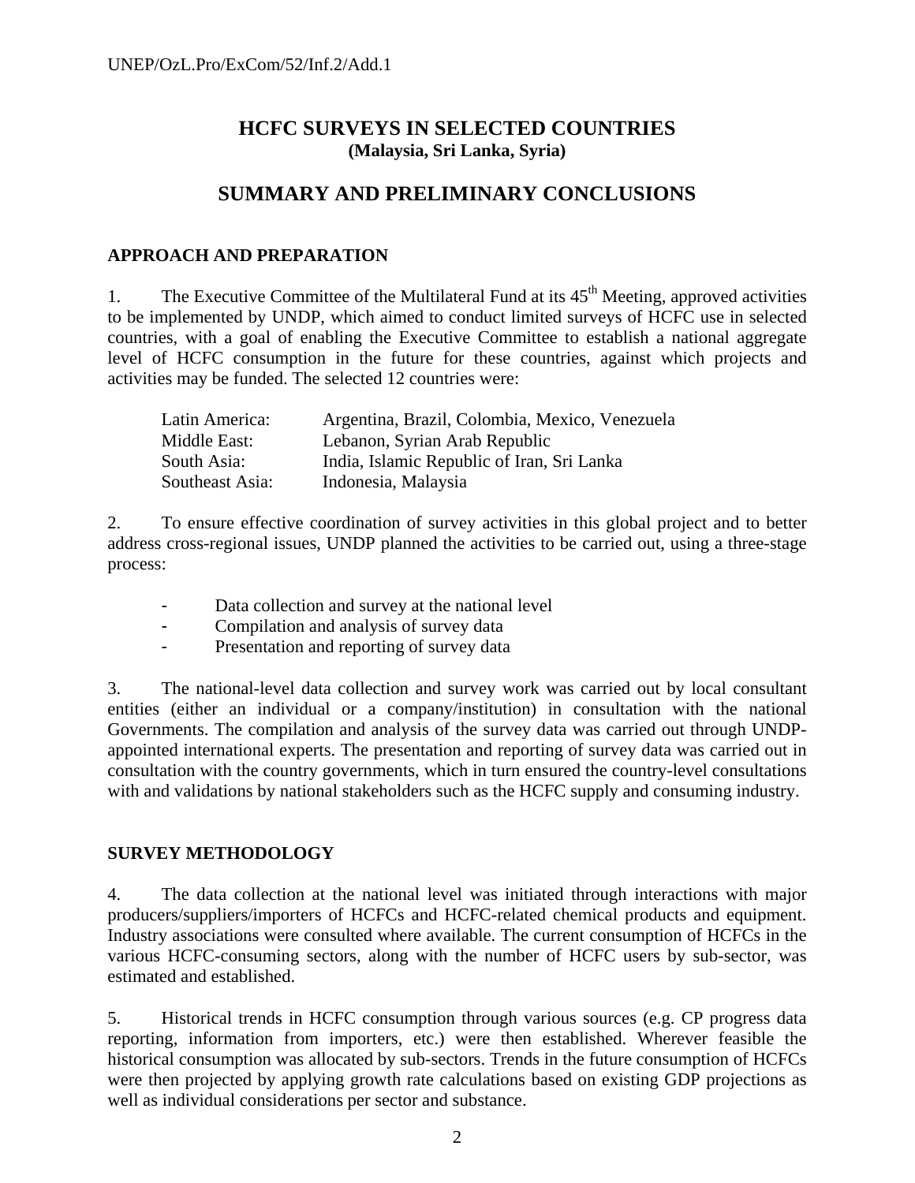# HCFC SURVEYS IN SELECTED COUNTRIES
**(Malaysia, Sri Lanka, Syria)**

# SUMMARY AND PRELIMINARY CONCLUSIONS

## APPROACH AND PREPARATION

1. The Executive Committee of the Multilateral Fund at its 45[th] Meeting, approved activities to be implemented by UNDP, which aimed to conduct limited surveys of HCFC use in selected countries, with a goal of enabling the Executive Committee to establish a national aggregate level of HCFC consumption in the future for these countries, against which projects and activities may be funded. The selected 12 countries were:

| | |
|---|---|
| Latin America: | Argentina, Brazil, Colombia, Mexico, Venezuela |
| Middle East: | Lebanon, Syrian Arab Republic |
| South Asia: | India, Islamic Republic of Iran, Sri Lanka |
| Southeast Asia: | Indonesia, Malaysia |

2. To ensure effective coordination of survey activities in this global project and to better address cross-regional issues, UNDP planned the activities to be carried out, using a three-stage process:

- Data collection and survey at the national level
- Compilation and analysis of survey data
- Presentation and reporting of survey data

3. The national-level data collection and survey work was carried out by local consultant entities (either an individual or a company/institution) in consultation with the national Governments. The compilation and analysis of the survey data was carried out through UNDP-appointed international experts. The presentation and reporting of survey data was carried out in consultation with the country governments, which in turn ensured the country-level consultations with and validations by national stakeholders such as the HCFC supply and consuming industry.

## SURVEY METHODOLOGY

4. The data collection at the national level was initiated through interactions with major producers/suppliers/importers of HCFCs and HCFC-related chemical products and equipment. Industry associations were consulted where available. The current consumption of HCFCs in the various HCFC-consuming sectors, along with the number of HCFC users by sub-sector, was estimated and established.

5. Historical trends in HCFC consumption through various sources (e.g. CP progress data reporting, information from importers, etc.) were then established. Wherever feasible the historical consumption was allocated by sub-sectors. Trends in the future consumption of HCFCs were then projected by applying growth rate calculations based on existing GDP projections as well as individual considerations per sector and substance.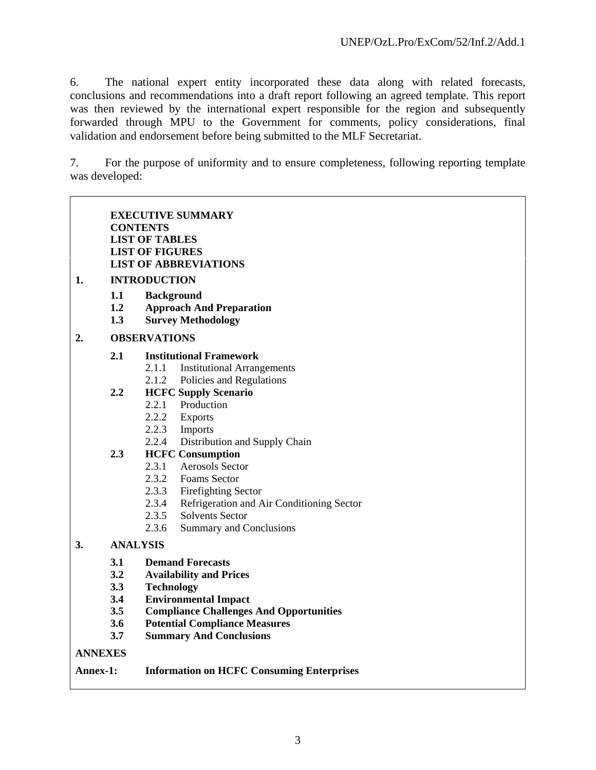6. The national expert entity incorporated these data along with related forecasts, conclusions and recommendations into a draft report following an agreed template. This report was then reviewed by the international expert responsible for the region and subsequently forwarded through MPU to the Government for comments, policy considerations, final validation and endorsement before being submitted to the MLF Secretariat.

7. For the purpose of uniformity and to ensure completeness, following reporting template was developed:

**EXECUTIVE SUMMARY**
**CONTENTS**
**LIST OF TABLES**
**LIST OF FIGURES**
**LIST OF ABBREVIATIONS**

**1. INTRODUCTION**

- **1.1 Background**
- **1.2 Approach And Preparation**
- **1.3 Survey Methodology**

**2. OBSERVATIONS**

- **2.1 Institutional Framework**
  - 2.1.1 Institutional Arrangements
  - 2.1.2 Policies and Regulations
- **2.2 HCFC Supply Scenario**
  - 2.2.1 Production
  - 2.2.2 Exports
  - 2.2.3 Imports
  - 2.2.4 Distribution and Supply Chain
- **2.3 HCFC Consumption**
  - 2.3.1 Aerosols Sector
  - 2.3.2 Foams Sector
  - 2.3.3 Firefighting Sector
  - 2.3.4 Refrigeration and Air Conditioning Sector
  - 2.3.5 Solvents Sector
  - 2.3.6 Summary and Conclusions

**3. ANALYSIS**

- **3.1 Demand Forecasts**
- **3.2 Availability and Prices**
- **3.3 Technology**
- **3.4 Environmental Impact**
- **3.5 Compliance Challenges And Opportunities**
- **3.6 Potential Compliance Measures**
- **3.7 Summary And Conclusions**

**ANNEXES**

**Annex-1: Information on HCFC Consuming Enterprises**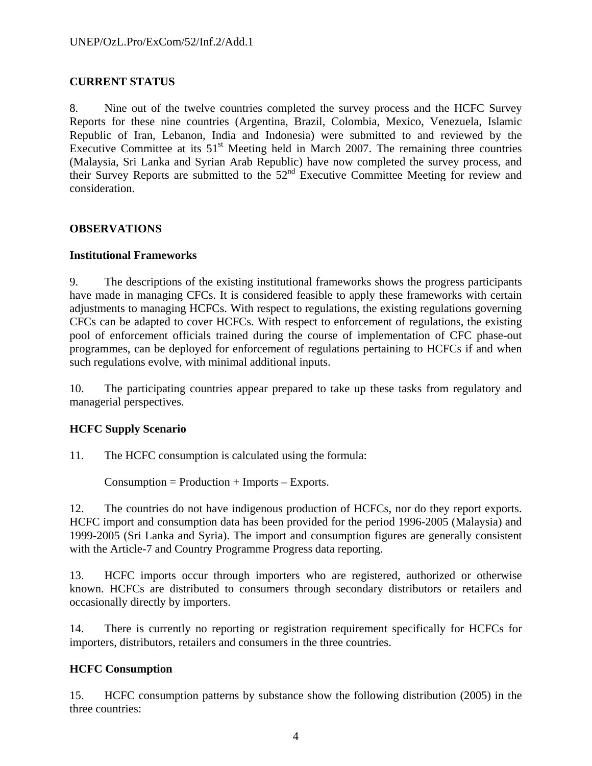## CURRENT STATUS

8. Nine out of the twelve countries completed the survey process and the HCFC Survey Reports for these nine countries (Argentina, Brazil, Colombia, Mexico, Venezuela, Islamic Republic of Iran, Lebanon, India and Indonesia) were submitted to and reviewed by the Executive Committee at its 51st Meeting held in March 2007. The remaining three countries (Malaysia, Sri Lanka and Syrian Arab Republic) have now completed the survey process, and their Survey Reports are submitted to the 52nd Executive Committee Meeting for review and consideration.

## OBSERVATIONS

### Institutional Frameworks

9. The descriptions of the existing institutional frameworks shows the progress participants have made in managing CFCs. It is considered feasible to apply these frameworks with certain adjustments to managing HCFCs. With respect to regulations, the existing regulations governing CFCs can be adapted to cover HCFCs. With respect to enforcement of regulations, the existing pool of enforcement officials trained during the course of implementation of CFC phase-out programmes, can be deployed for enforcement of regulations pertaining to HCFCs if and when such regulations evolve, with minimal additional inputs.

10. The participating countries appear prepared to take up these tasks from regulatory and managerial perspectives.

### HCFC Supply Scenario

11. The HCFC consumption is calculated using the formula:

Consumption = Production + Imports – Exports.

12. The countries do not have indigenous production of HCFCs, nor do they report exports. HCFC import and consumption data has been provided for the period 1996-2005 (Malaysia) and 1999-2005 (Sri Lanka and Syria). The import and consumption figures are generally consistent with the Article-7 and Country Programme Progress data reporting.

13. HCFC imports occur through importers who are registered, authorized or otherwise known. HCFCs are distributed to consumers through secondary distributors or retailers and occasionally directly by importers.

14. There is currently no reporting or registration requirement specifically for HCFCs for importers, distributors, retailers and consumers in the three countries.

### HCFC Consumption

15. HCFC consumption patterns by substance show the following distribution (2005) in the three countries: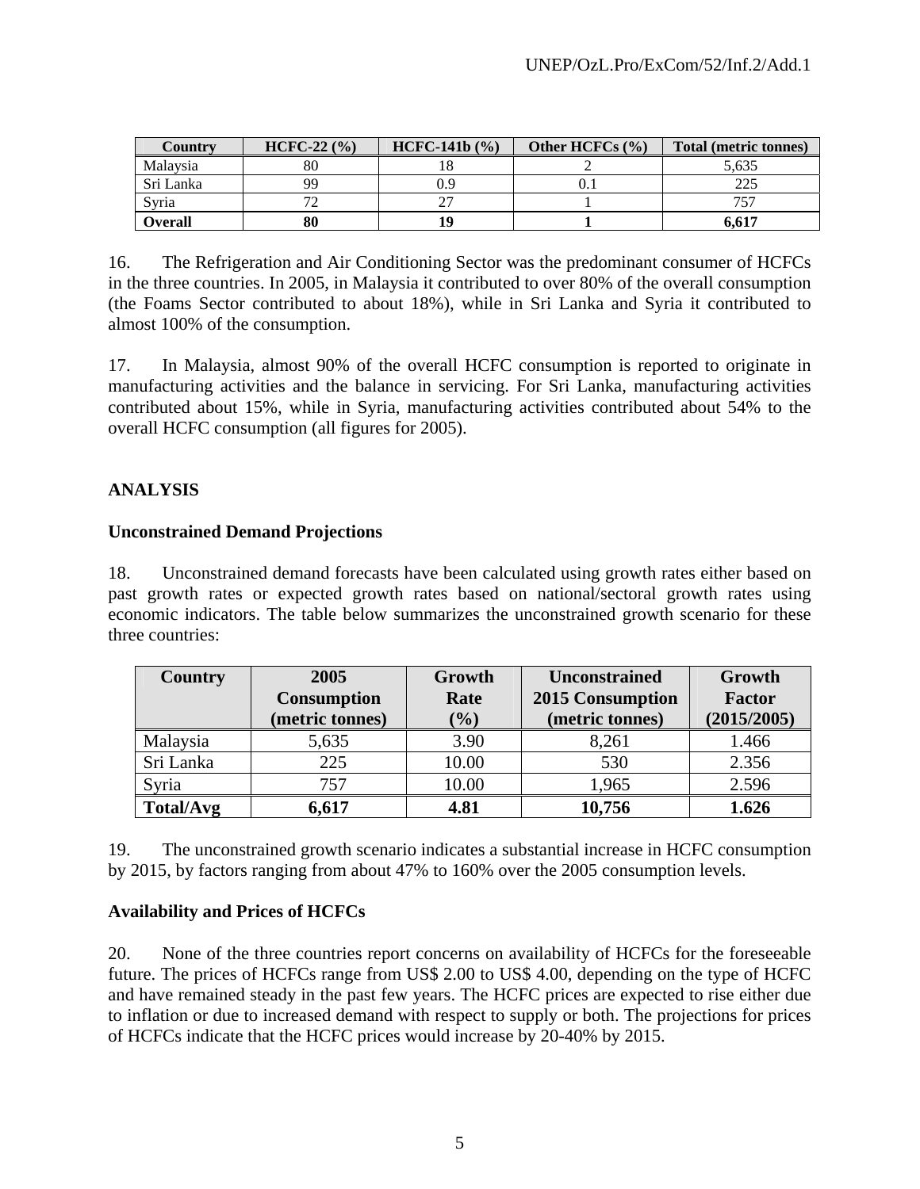| Country | HCFC-22 (%) | HCFC-141b (%) | Other HCFCs (%) | Total (metric tonnes) |
|---|---|---|---|---|
| Malaysia | 80 | 18 | 2 | 5,635 |
| Sri Lanka | 99 | 0.9 | 0.1 | 225 |
| Syria | 72 | 27 | 1 | 757 |
| **Overall** | **80** | **19** | **1** | **6,617** |

16. The Refrigeration and Air Conditioning Sector was the predominant consumer of HCFCs in the three countries. In 2005, in Malaysia it contributed to over 80% of the overall consumption (the Foams Sector contributed to about 18%), while in Sri Lanka and Syria it contributed to almost 100% of the consumption.

17. In Malaysia, almost 90% of the overall HCFC consumption is reported to originate in manufacturing activities and the balance in servicing. For Sri Lanka, manufacturing activities contributed about 15%, while in Syria, manufacturing activities contributed about 54% to the overall HCFC consumption (all figures for 2005).

## ANALYSIS

### Unconstrained Demand Projections

18. Unconstrained demand forecasts have been calculated using growth rates either based on past growth rates or expected growth rates based on national/sectoral growth rates using economic indicators. The table below summarizes the unconstrained growth scenario for these three countries:

| Country | 2005 Consumption (metric tonnes) | Growth Rate (%) | Unconstrained 2015 Consumption (metric tonnes) | Growth Factor (2015/2005) |
|---|---|---|---|---|
| Malaysia | 5,635 | 3.90 | 8,261 | 1.466 |
| Sri Lanka | 225 | 10.00 | 530 | 2.356 |
| Syria | 757 | 10.00 | 1,965 | 2.596 |
| **Total/Avg** | **6,617** | **4.81** | **10,756** | **1.626** |

19. The unconstrained growth scenario indicates a substantial increase in HCFC consumption by 2015, by factors ranging from about 47% to 160% over the 2005 consumption levels.

### Availability and Prices of HCFCs

20. None of the three countries report concerns on availability of HCFCs for the foreseeable future. The prices of HCFCs range from US$ 2.00 to US$ 4.00, depending on the type of HCFC and have remained steady in the past few years. The HCFC prices are expected to rise either due to inflation or due to increased demand with respect to supply or both. The projections for prices of HCFCs indicate that the HCFC prices would increase by 20-40% by 2015.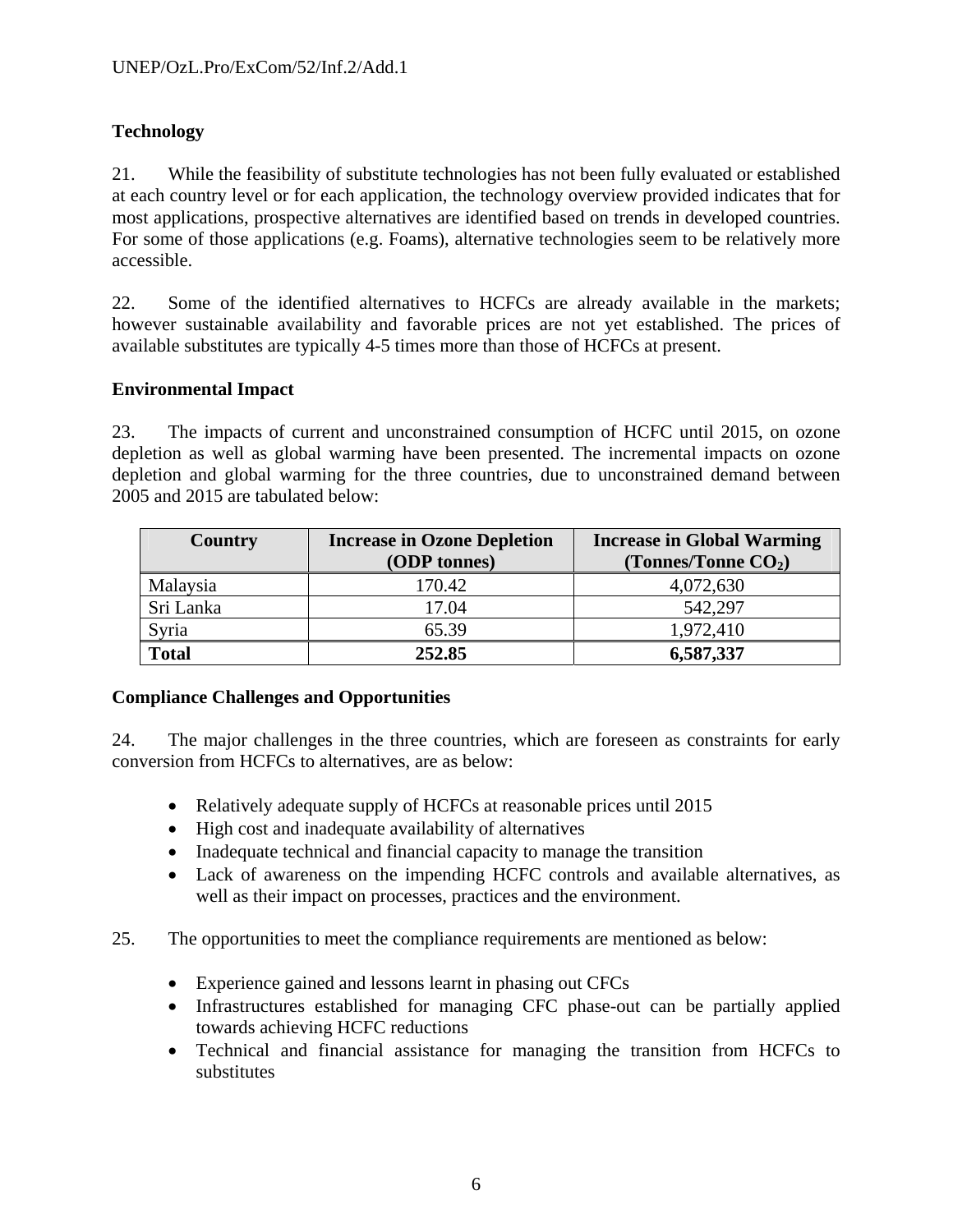**Technology**

21. While the feasibility of substitute technologies has not been fully evaluated or established at each country level or for each application, the technology overview provided indicates that for most applications, prospective alternatives are identified based on trends in developed countries. For some of those applications (e.g. Foams), alternative technologies seem to be relatively more accessible.

22. Some of the identified alternatives to HCFCs are already available in the markets; however sustainable availability and favorable prices are not yet established. The prices of available substitutes are typically 4-5 times more than those of HCFCs at present.

**Environmental Impact**

23. The impacts of current and unconstrained consumption of HCFC until 2015, on ozone depletion as well as global warming have been presented. The incremental impacts on ozone depletion and global warming for the three countries, due to unconstrained demand between 2005 and 2015 are tabulated below:

| Country | Increase in Ozone Depletion (ODP tonnes) | Increase in Global Warming (Tonnes/Tonne $CO_2$) |
|---|---|---|
| Malaysia | 170.42 | 4,072,630 |
| Sri Lanka | 17.04 | 542,297 |
| Syria | 65.39 | 1,972,410 |
| **Total** | **252.85** | **6,587,337** |

**Compliance Challenges and Opportunities**

24. The major challenges in the three countries, which are foreseen as constraints for early conversion from HCFCs to alternatives, are as below:

- Relatively adequate supply of HCFCs at reasonable prices until 2015
- High cost and inadequate availability of alternatives
- Inadequate technical and financial capacity to manage the transition
- Lack of awareness on the impending HCFC controls and available alternatives, as well as their impact on processes, practices and the environment.

25. The opportunities to meet the compliance requirements are mentioned as below:

- Experience gained and lessons learnt in phasing out CFCs
- Infrastructures established for managing CFC phase-out can be partially applied towards achieving HCFC reductions
- Technical and financial assistance for managing the transition from HCFCs to substitutes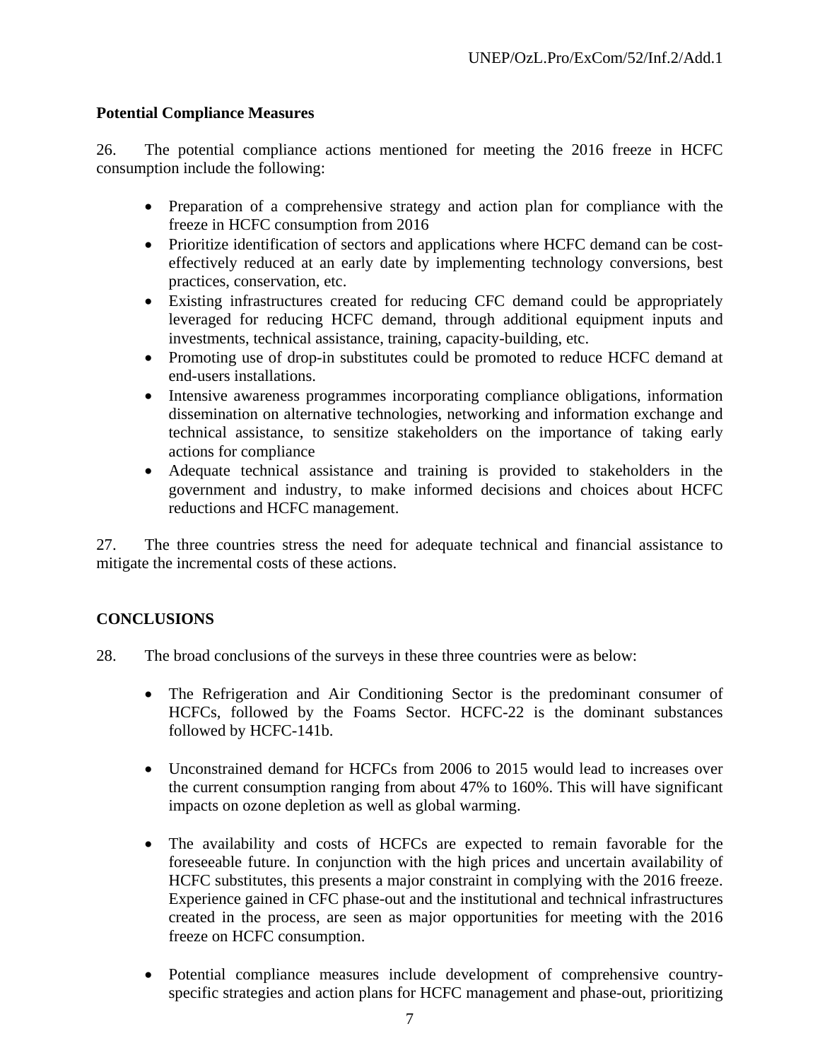**Potential Compliance Measures**

26. The potential compliance actions mentioned for meeting the 2016 freeze in HCFC consumption include the following:

- Preparation of a comprehensive strategy and action plan for compliance with the freeze in HCFC consumption from 2016
- Prioritize identification of sectors and applications where HCFC demand can be cost-effectively reduced at an early date by implementing technology conversions, best practices, conservation, etc.
- Existing infrastructures created for reducing CFC demand could be appropriately leveraged for reducing HCFC demand, through additional equipment inputs and investments, technical assistance, training, capacity-building, etc.
- Promoting use of drop-in substitutes could be promoted to reduce HCFC demand at end-users installations.
- Intensive awareness programmes incorporating compliance obligations, information dissemination on alternative technologies, networking and information exchange and technical assistance, to sensitize stakeholders on the importance of taking early actions for compliance
- Adequate technical assistance and training is provided to stakeholders in the government and industry, to make informed decisions and choices about HCFC reductions and HCFC management.

27. The three countries stress the need for adequate technical and financial assistance to mitigate the incremental costs of these actions.

## CONCLUSIONS

28. The broad conclusions of the surveys in these three countries were as below:

- The Refrigeration and Air Conditioning Sector is the predominant consumer of HCFCs, followed by the Foams Sector. HCFC-22 is the dominant substances followed by HCFC-141b.

- Unconstrained demand for HCFCs from 2006 to 2015 would lead to increases over the current consumption ranging from about 47% to 160%. This will have significant impacts on ozone depletion as well as global warming.

- The availability and costs of HCFCs are expected to remain favorable for the foreseeable future. In conjunction with the high prices and uncertain availability of HCFC substitutes, this presents a major constraint in complying with the 2016 freeze. Experience gained in CFC phase-out and the institutional and technical infrastructures created in the process, are seen as major opportunities for meeting with the 2016 freeze on HCFC consumption.

- Potential compliance measures include development of comprehensive country-specific strategies and action plans for HCFC management and phase-out, prioritizing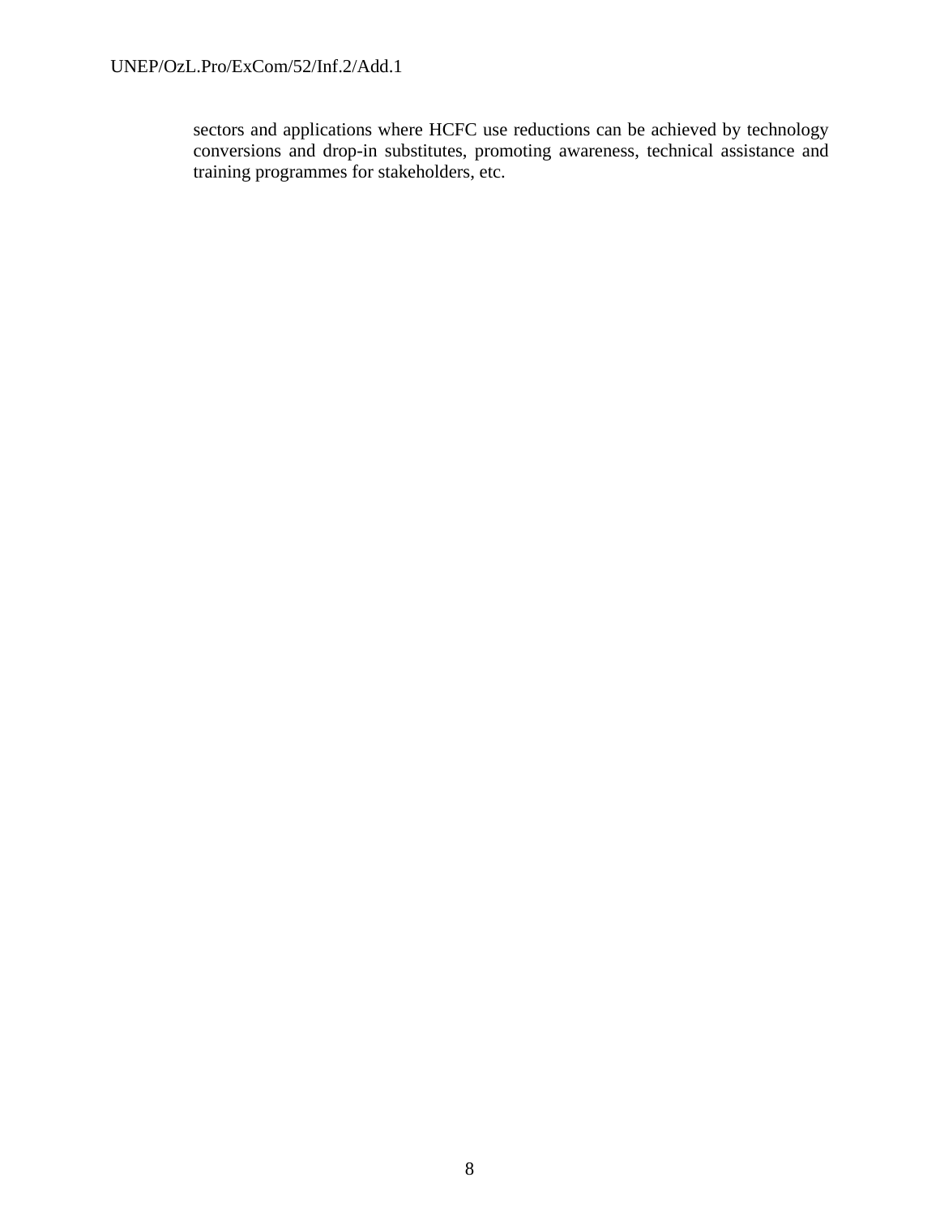sectors and applications where HCFC use reductions can be achieved by technology conversions and drop-in substitutes, promoting awareness, technical assistance and training programmes for stakeholders, etc.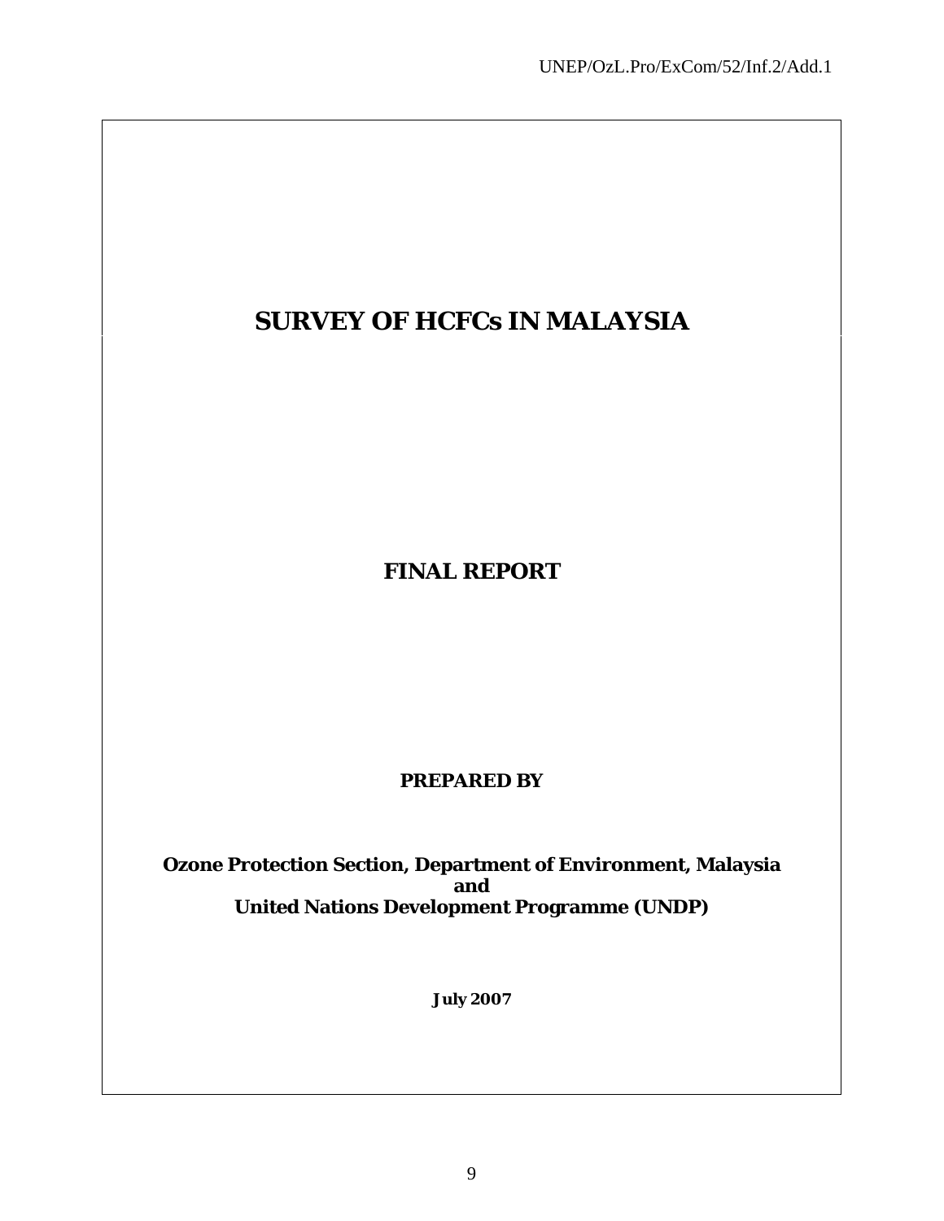# SURVEY OF HCFCs IN MALAYSIA

## FINAL REPORT

**PREPARED BY**

**Ozone Protection Section, Department of Environment, Malaysia**
**and**
**United Nations Development Programme (UNDP)**

**July 2007**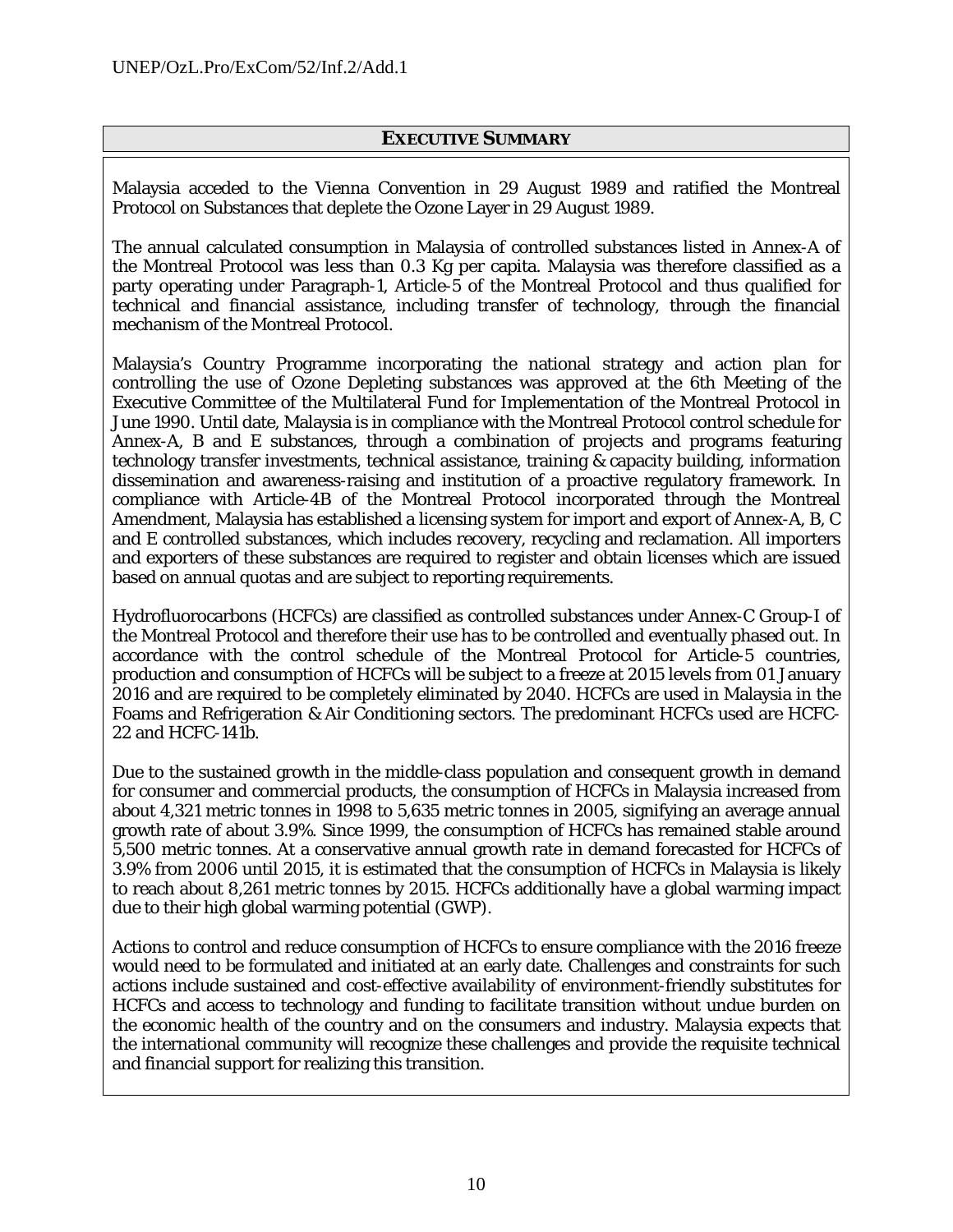## EXECUTIVE SUMMARY

Malaysia acceded to the Vienna Convention in 29 August 1989 and ratified the Montreal Protocol on Substances that deplete the Ozone Layer in 29 August 1989.

The annual calculated consumption in Malaysia of controlled substances listed in Annex-A of the Montreal Protocol was less than 0.3 Kg per capita. Malaysia was therefore classified as a party operating under Paragraph-1, Article-5 of the Montreal Protocol and thus qualified for technical and financial assistance, including transfer of technology, through the financial mechanism of the Montreal Protocol.

Malaysia's Country Programme incorporating the national strategy and action plan for controlling the use of Ozone Depleting substances was approved at the 6th Meeting of the Executive Committee of the Multilateral Fund for Implementation of the Montreal Protocol in June 1990. Until date, Malaysia is in compliance with the Montreal Protocol control schedule for Annex-A, B and E substances, through a combination of projects and programs featuring technology transfer investments, technical assistance, training & capacity building, information dissemination and awareness-raising and institution of a proactive regulatory framework. In compliance with Article-4B of the Montreal Protocol incorporated through the Montreal Amendment, Malaysia has established a licensing system for import and export of Annex-A, B, C and E controlled substances, which includes recovery, recycling and reclamation. All importers and exporters of these substances are required to register and obtain licenses which are issued based on annual quotas and are subject to reporting requirements.

Hydrofluorocarbons (HCFCs) are classified as controlled substances under Annex-C Group-I of the Montreal Protocol and therefore their use has to be controlled and eventually phased out. In accordance with the control schedule of the Montreal Protocol for Article-5 countries, production and consumption of HCFCs will be subject to a freeze at 2015 levels from 01 January 2016 and are required to be completely eliminated by 2040. HCFCs are used in Malaysia in the Foams and Refrigeration & Air Conditioning sectors. The predominant HCFCs used are HCFC-22 and HCFC-141b.

Due to the sustained growth in the middle-class population and consequent growth in demand for consumer and commercial products, the consumption of HCFCs in Malaysia increased from about 4,321 metric tonnes in 1998 to 5,635 metric tonnes in 2005, signifying an average annual growth rate of about 3.9%. Since 1999, the consumption of HCFCs has remained stable around 5,500 metric tonnes. At a conservative annual growth rate in demand forecasted for HCFCs of 3.9% from 2006 until 2015, it is estimated that the consumption of HCFCs in Malaysia is likely to reach about 8,261 metric tonnes by 2015. HCFCs additionally have a global warming impact due to their high global warming potential (GWP).

Actions to control and reduce consumption of HCFCs to ensure compliance with the 2016 freeze would need to be formulated and initiated at an early date. Challenges and constraints for such actions include sustained and cost-effective availability of environment-friendly substitutes for HCFCs and access to technology and funding to facilitate transition without undue burden on the economic health of the country and on the consumers and industry. Malaysia expects that the international community will recognize these challenges and provide the requisite technical and financial support for realizing this transition.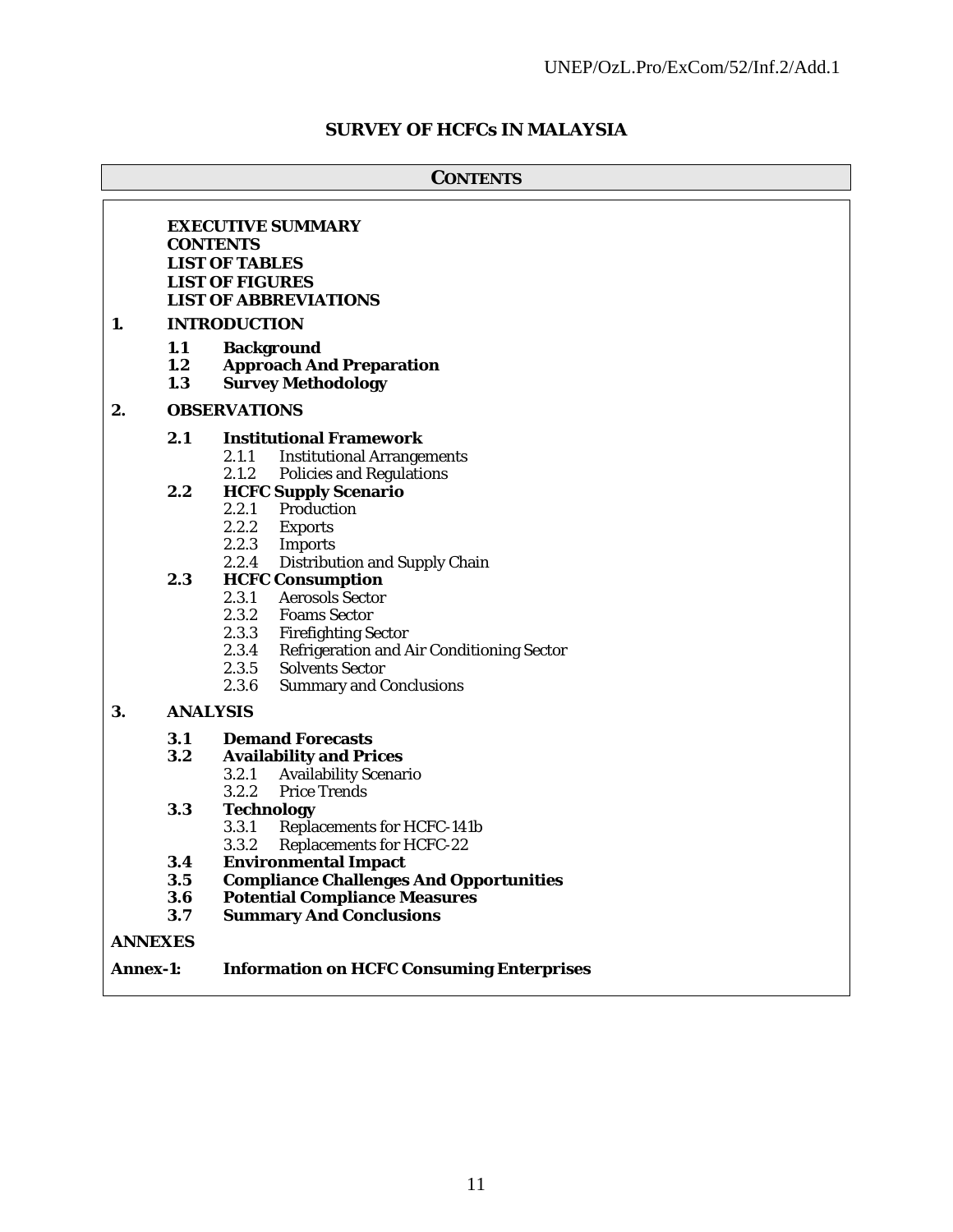# SURVEY OF HCFCs IN MALAYSIA

## CONTENTS

**EXECUTIVE SUMMARY**
**CONTENTS**
**LIST OF TABLES**
**LIST OF FIGURES**
**LIST OF ABBREVIATIONS**

**1. INTRODUCTION**

- **1.1 Background**
- **1.2 Approach And Preparation**
- **1.3 Survey Methodology**

**2. OBSERVATIONS**

- **2.1 Institutional Framework**
  - 2.1.1 Institutional Arrangements
  - 2.1.2 Policies and Regulations
- **2.2 HCFC Supply Scenario**
  - 2.2.1 Production
  - 2.2.2 Exports
  - 2.2.3 Imports
  - 2.2.4 Distribution and Supply Chain
- **2.3 HCFC Consumption**
  - 2.3.1 Aerosols Sector
  - 2.3.2 Foams Sector
  - 2.3.3 Firefighting Sector
  - 2.3.4 Refrigeration and Air Conditioning Sector
  - 2.3.5 Solvents Sector
  - 2.3.6 Summary and Conclusions

**3. ANALYSIS**

- **3.1 Demand Forecasts**
- **3.2 Availability and Prices**
  - 3.2.1 Availability Scenario
  - 3.2.2 Price Trends
- **3.3 Technology**
  - 3.3.1 Replacements for HCFC-141b
  - 3.3.2 Replacements for HCFC-22
- **3.4 Environmental Impact**
- **3.5 Compliance Challenges And Opportunities**
- **3.6 Potential Compliance Measures**
- **3.7 Summary And Conclusions**

**ANNEXES**

**Annex-1: Information on HCFC Consuming Enterprises**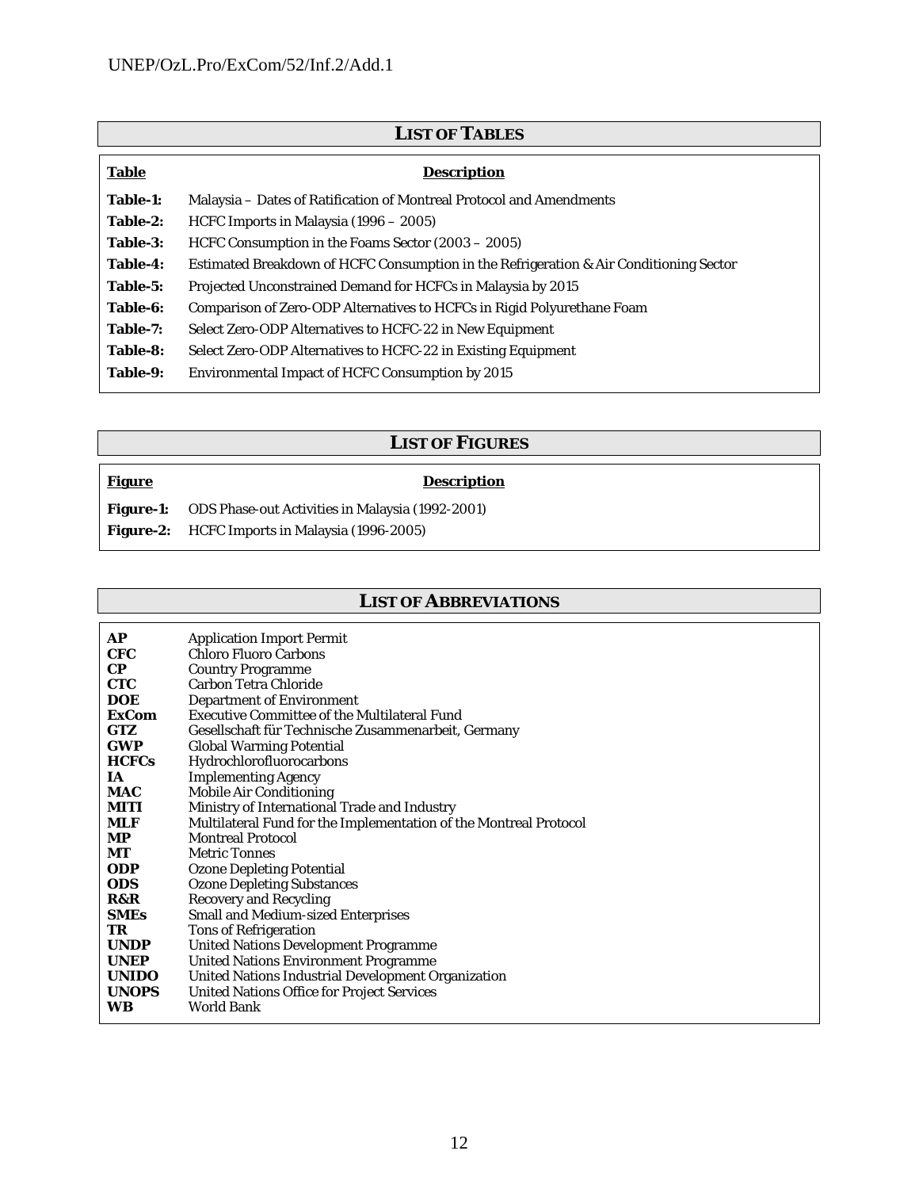## LIST OF TABLES

| Table | Description |
| --- | --- |
| **Table-1:** | Malaysia – Dates of Ratification of Montreal Protocol and Amendments |
| **Table-2:** | HCFC Imports in Malaysia (1996 – 2005) |
| **Table-3:** | HCFC Consumption in the Foams Sector (2003 – 2005) |
| **Table-4:** | Estimated Breakdown of HCFC Consumption in the Refrigeration & Air Conditioning Sector |
| **Table-5:** | Projected Unconstrained Demand for HCFCs in Malaysia by 2015 |
| **Table-6:** | Comparison of Zero-ODP Alternatives to HCFCs in Rigid Polyurethane Foam |
| **Table-7:** | Select Zero-ODP Alternatives to HCFC-22 in New Equipment |
| **Table-8:** | Select Zero-ODP Alternatives to HCFC-22 in Existing Equipment |
| **Table-9:** | Environmental Impact of HCFC Consumption by 2015 |

## LIST OF FIGURES

| Figure | Description |
| --- | --- |
| **Figure-1:** | ODS Phase-out Activities in Malaysia (1992-2001) |
| **Figure-2:** | HCFC Imports in Malaysia (1996-2005) |

## LIST OF ABBREVIATIONS

| | |
| --- | --- |
| **AP** | Application Import Permit |
| **CFC** | Chloro Fluoro Carbons |
| **CP** | Country Programme |
| **CTC** | Carbon Tetra Chloride |
| **DOE** | Department of Environment |
| **ExCom** | Executive Committee of the Multilateral Fund |
| **GTZ** | Gesellschaft für Technische Zusammenarbeit, Germany |
| **GWP** | Global Warming Potential |
| **HCFCs** | Hydrochlorofluorocarbons |
| **IA** | Implementing Agency |
| **MAC** | Mobile Air Conditioning |
| **MITI** | Ministry of International Trade and Industry |
| **MLF** | Multilateral Fund for the Implementation of the Montreal Protocol |
| **MP** | Montreal Protocol |
| **MT** | Metric Tonnes |
| **ODP** | Ozone Depleting Potential |
| **ODS** | Ozone Depleting Substances |
| **R&R** | Recovery and Recycling |
| **SMEs** | Small and Medium-sized Enterprises |
| **TR** | Tons of Refrigeration |
| **UNDP** | United Nations Development Programme |
| **UNEP** | United Nations Environment Programme |
| **UNIDO** | United Nations Industrial Development Organization |
| **UNOPS** | United Nations Office for Project Services |
| **WB** | World Bank |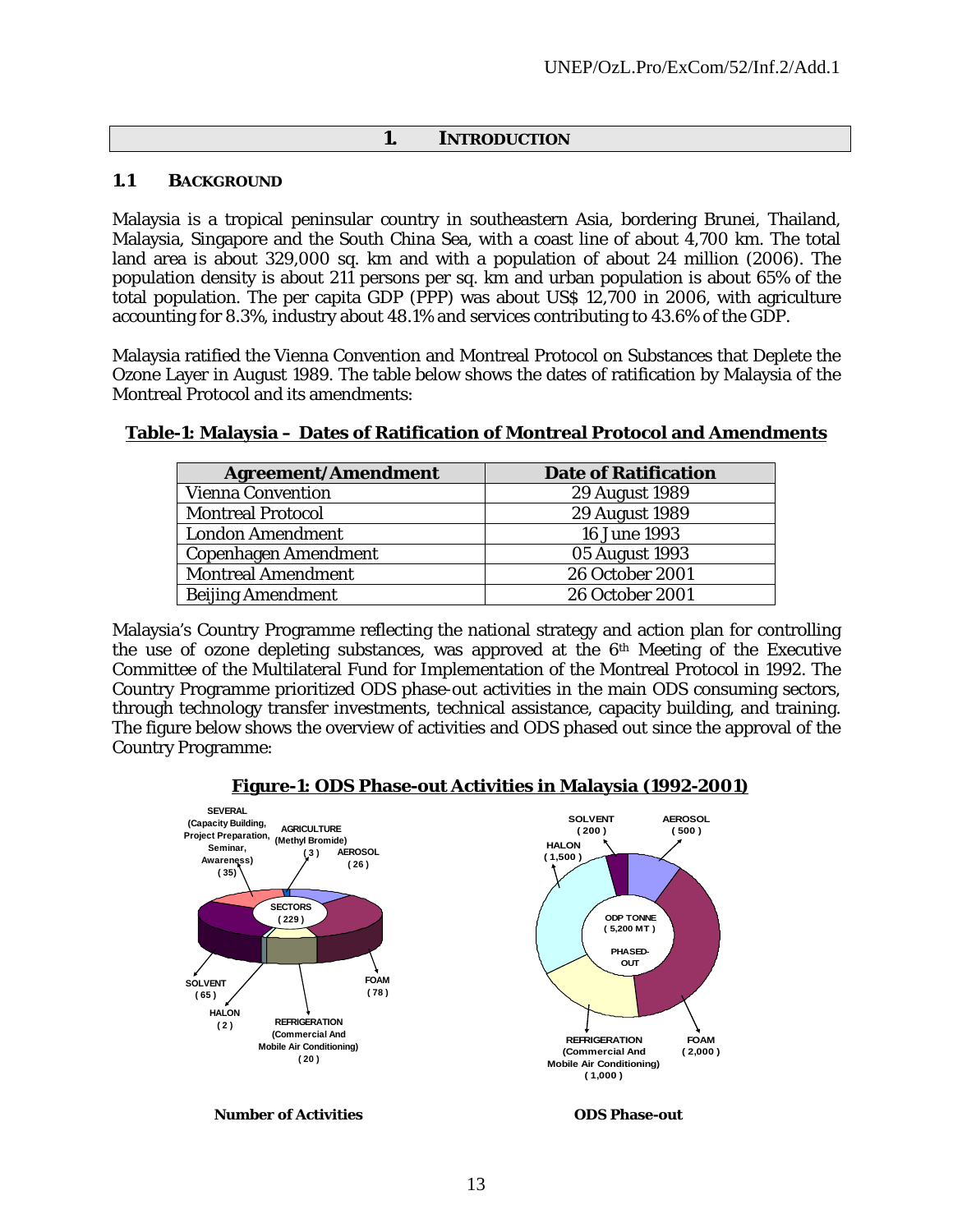# 1. INTRODUCTION

## 1.1 BACKGROUND

Malaysia is a tropical peninsular country in southeastern Asia, bordering Brunei, Thailand, Malaysia, Singapore and the South China Sea, with a coast line of about 4,700 km. The total land area is about 329,000 sq. km and with a population of about 24 million (2006). The population density is about 211 persons per sq. km and urban population is about 65% of the total population. The per capita GDP (PPP) was about US$ 12,700 in 2006, with agriculture accounting for 8.3%, industry about 48.1% and services contributing to 43.6% of the GDP.

Malaysia ratified the Vienna Convention and Montreal Protocol on Substances that Deplete the Ozone Layer in August 1989. The table below shows the dates of ratification by Malaysia of the Montreal Protocol and its amendments:

**Table-1: Malaysia – Dates of Ratification of Montreal Protocol and Amendments**

| Agreement/Amendment | Date of Ratification |
|---|---|
| Vienna Convention | 29 August 1989 |
| Montreal Protocol | 29 August 1989 |
| London Amendment | 16 June 1993 |
| Copenhagen Amendment | 05 August 1993 |
| Montreal Amendment | 26 October 2001 |
| Beijing Amendment | 26 October 2001 |

Malaysia's Country Programme reflecting the national strategy and action plan for controlling the use of ozone depleting substances, was approved at the 6th Meeting of the Executive Committee of the Multilateral Fund for Implementation of the Montreal Protocol in 1992. The Country Programme prioritized ODS phase-out activities in the main ODS consuming sectors, through technology transfer investments, technical assistance, capacity building, and training. The figure below shows the overview of activities and ODS phased out since the approval of the Country Programme:

**Figure-1: ODS Phase-out Activities in Malaysia (1992-2001)**

SECTORS (229): SEVERAL (Capacity Building, Project Preparation, Seminar, Awareness) (35); AGRICULTURE (Methyl Bromide) (3); AEROSOL (26); FOAM (78); REFRIGERATION (Commercial And Mobile Air Conditioning) (20); HALON (2); SOLVENT (65)

**Number of Activities**

ODP TONNE (5,200 MT) PHASED-OUT: SOLVENT (200); AEROSOL (500); HALON (1,500); FOAM (2,000); REFRIGERATION (Commercial And Mobile Air Conditioning) (1,000)

**ODS Phase-out**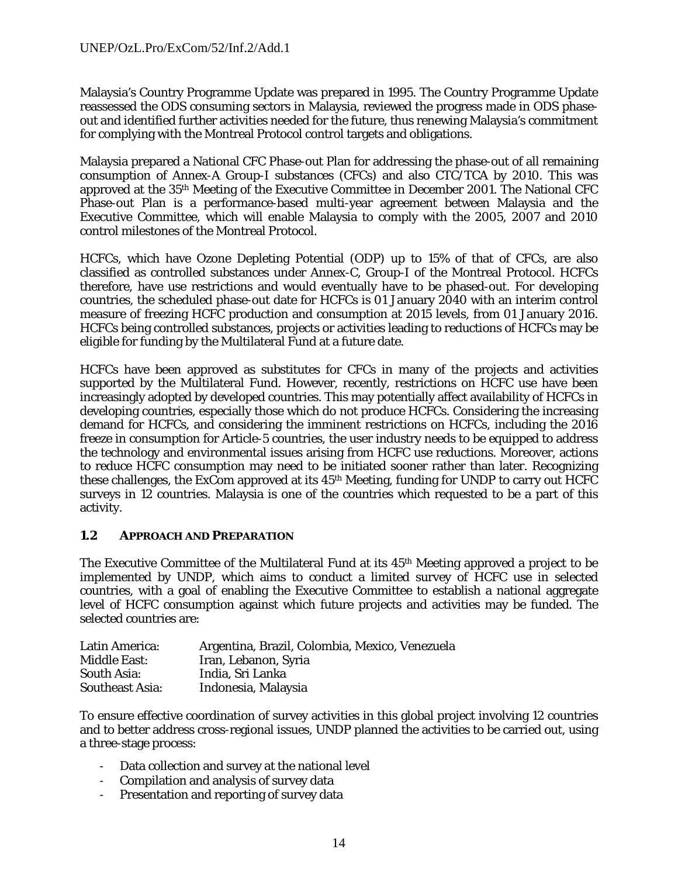Malaysia's Country Programme Update was prepared in 1995. The Country Programme Update reassessed the ODS consuming sectors in Malaysia, reviewed the progress made in ODS phase-out and identified further activities needed for the future, thus renewing Malaysia's commitment for complying with the Montreal Protocol control targets and obligations.

Malaysia prepared a National CFC Phase-out Plan for addressing the phase-out of all remaining consumption of Annex-A Group-I substances (CFCs) and also CTC/TCA by 2010. This was approved at the 35th Meeting of the Executive Committee in December 2001. The National CFC Phase-out Plan is a performance-based multi-year agreement between Malaysia and the Executive Committee, which will enable Malaysia to comply with the 2005, 2007 and 2010 control milestones of the Montreal Protocol.

HCFCs, which have Ozone Depleting Potential (ODP) up to 15% of that of CFCs, are also classified as controlled substances under Annex-C, Group-I of the Montreal Protocol. HCFCs therefore, have use restrictions and would eventually have to be phased-out. For developing countries, the scheduled phase-out date for HCFCs is 01 January 2040 with an interim control measure of freezing HCFC production and consumption at 2015 levels, from 01 January 2016. HCFCs being controlled substances, projects or activities leading to reductions of HCFCs may be eligible for funding by the Multilateral Fund at a future date.

HCFCs have been approved as substitutes for CFCs in many of the projects and activities supported by the Multilateral Fund. However, recently, restrictions on HCFC use have been increasingly adopted by developed countries. This may potentially affect availability of HCFCs in developing countries, especially those which do not produce HCFCs. Considering the increasing demand for HCFCs, and considering the imminent restrictions on HCFCs, including the 2016 freeze in consumption for Article-5 countries, the user industry needs to be equipped to address the technology and environmental issues arising from HCFC use reductions. Moreover, actions to reduce HCFC consumption may need to be initiated sooner rather than later. Recognizing these challenges, the ExCom approved at its 45th Meeting, funding for UNDP to carry out HCFC surveys in 12 countries. Malaysia is one of the countries which requested to be a part of this activity.

### 1.2 APPROACH AND PREPARATION

The Executive Committee of the Multilateral Fund at its 45th Meeting approved a project to be implemented by UNDP, which aims to conduct a limited survey of HCFC use in selected countries, with a goal of enabling the Executive Committee to establish a national aggregate level of HCFC consumption against which future projects and activities may be funded. The selected countries are:

| | |
|---|---|
| Latin America: | Argentina, Brazil, Colombia, Mexico, Venezuela |
| Middle East: | Iran, Lebanon, Syria |
| South Asia: | India, Sri Lanka |
| Southeast Asia: | Indonesia, Malaysia |

To ensure effective coordination of survey activities in this global project involving 12 countries and to better address cross-regional issues, UNDP planned the activities to be carried out, using a three-stage process:

- Data collection and survey at the national level
- Compilation and analysis of survey data
- Presentation and reporting of survey data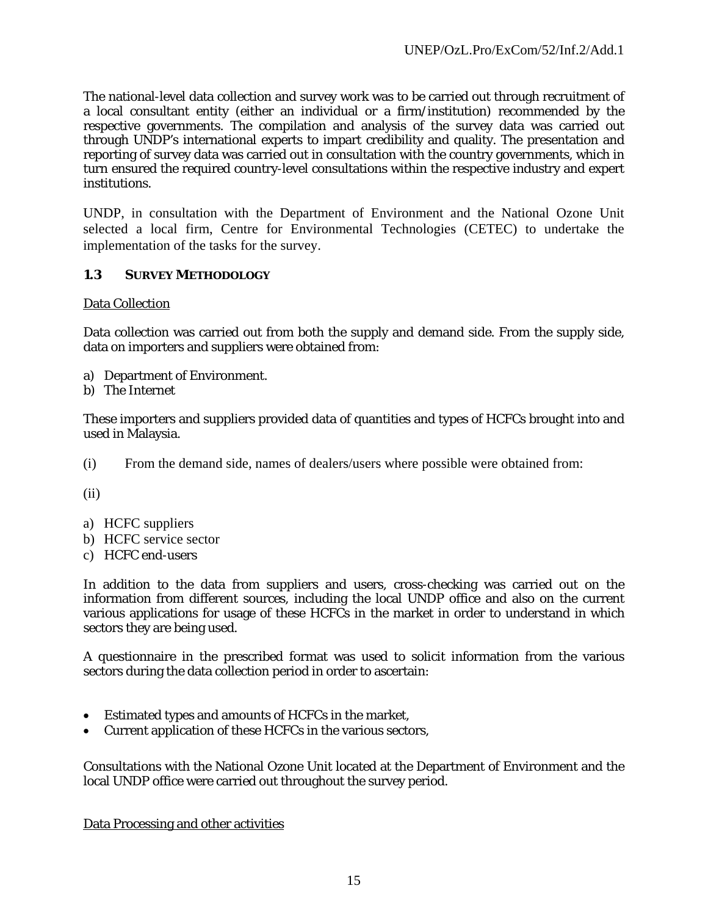The national-level data collection and survey work was to be carried out through recruitment of a local consultant entity (either an individual or a firm/institution) recommended by the respective governments. The compilation and analysis of the survey data was carried out through UNDP's international experts to impart credibility and quality. The presentation and reporting of survey data was carried out in consultation with the country governments, which in turn ensured the required country-level consultations within the respective industry and expert institutions.

UNDP, in consultation with the Department of Environment and the National Ozone Unit selected a local firm, Centre for Environmental Technologies (CETEC) to undertake the implementation of the tasks for the survey.

### 1.3 SURVEY METHODOLOGY

Data Collection

Data collection was carried out from both the supply and demand side. From the supply side, data on importers and suppliers were obtained from:

a) Department of Environment.
b) The Internet

These importers and suppliers provided data of quantities and types of HCFCs brought into and used in Malaysia.

(i) From the demand side, names of dealers/users where possible were obtained from:

(ii)

a) HCFC suppliers
b) HCFC service sector
c) HCFC end-users

In addition to the data from suppliers and users, cross-checking was carried out on the information from different sources, including the local UNDP office and also on the current various applications for usage of these HCFCs in the market in order to understand in which sectors they are being used.

A questionnaire in the prescribed format was used to solicit information from the various sectors during the data collection period in order to ascertain:

- Estimated types and amounts of HCFCs in the market,
- Current application of these HCFCs in the various sectors,

Consultations with the National Ozone Unit located at the Department of Environment and the local UNDP office were carried out throughout the survey period.

Data Processing and other activities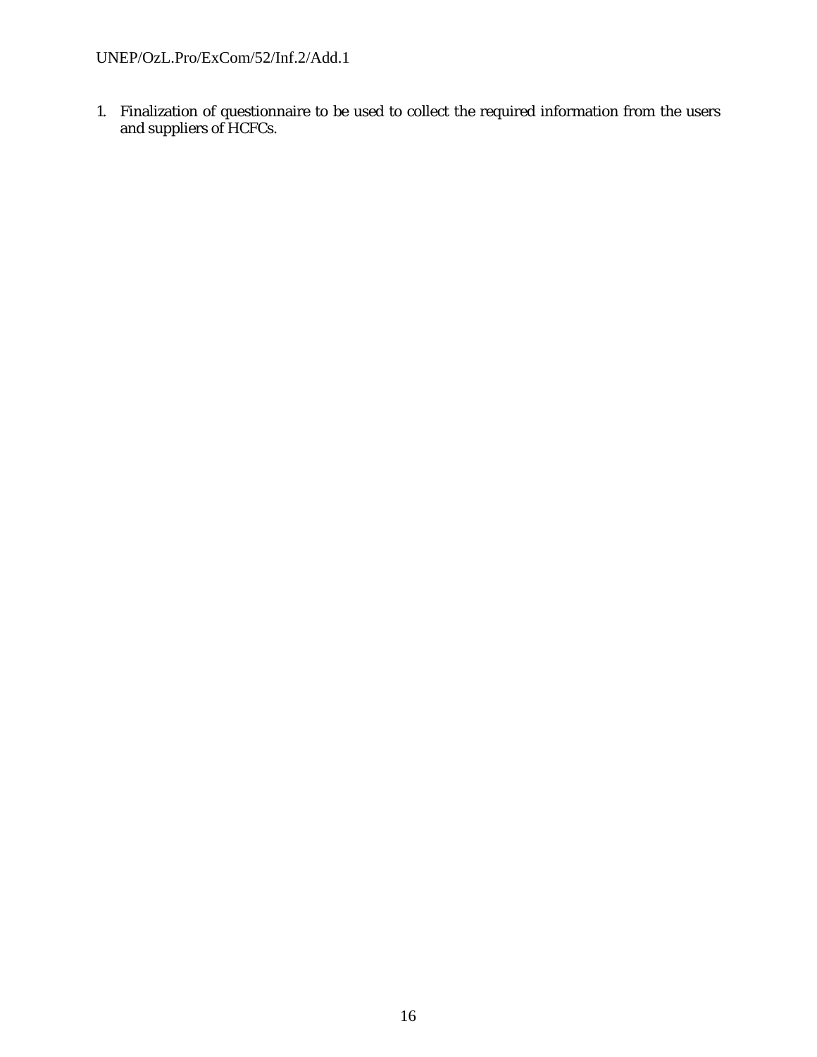1. Finalization of questionnaire to be used to collect the required information from the users and suppliers of HCFCs.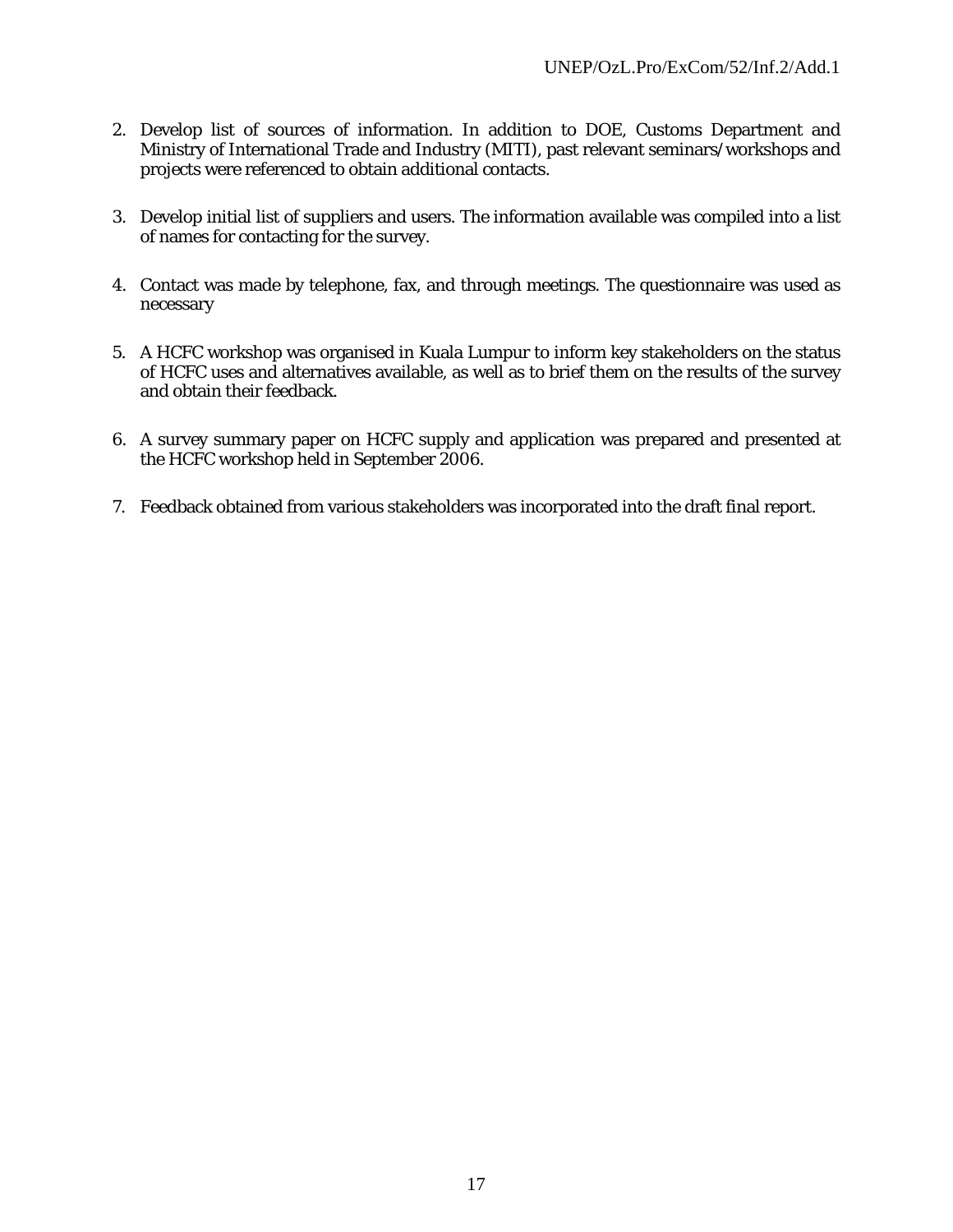2. Develop list of sources of information. In addition to DOE, Customs Department and Ministry of International Trade and Industry (MITI), past relevant seminars/workshops and projects were referenced to obtain additional contacts.

3. Develop initial list of suppliers and users. The information available was compiled into a list of names for contacting for the survey.

4. Contact was made by telephone, fax, and through meetings. The questionnaire was used as necessary

5. A HCFC workshop was organised in Kuala Lumpur to inform key stakeholders on the status of HCFC uses and alternatives available, as well as to brief them on the results of the survey and obtain their feedback.

6. A survey summary paper on HCFC supply and application was prepared and presented at the HCFC workshop held in September 2006.

7. Feedback obtained from various stakeholders was incorporated into the draft final report.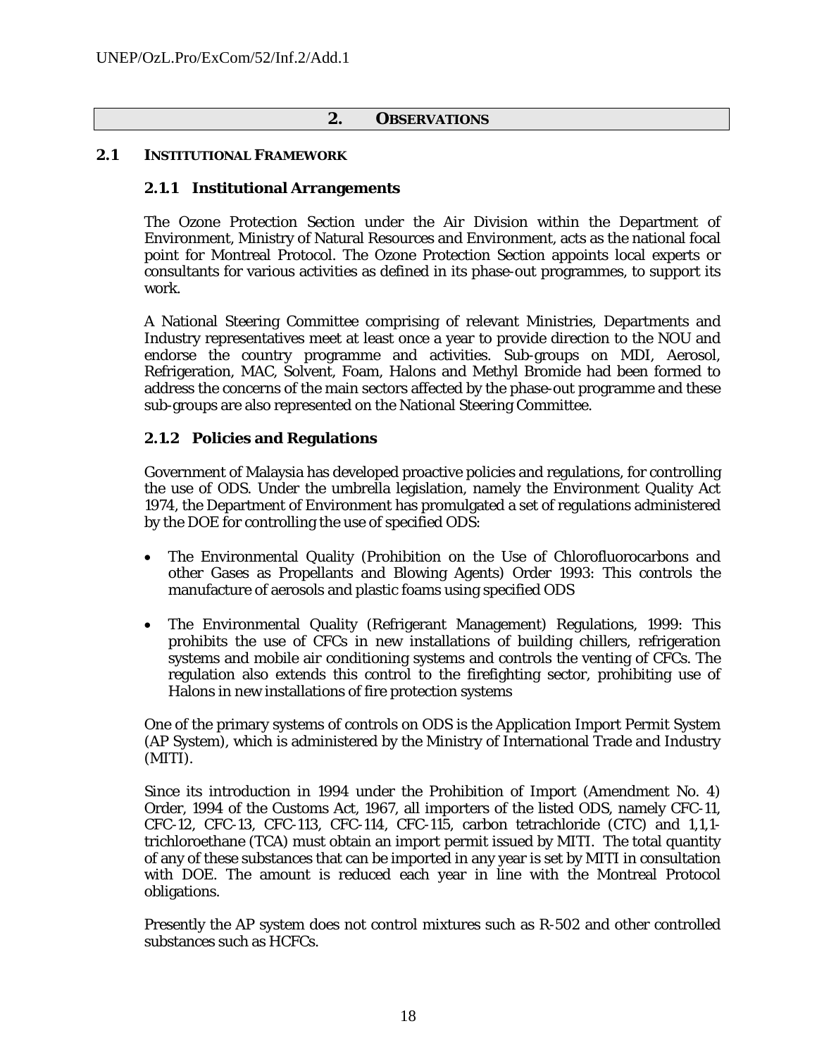## 2. OBSERVATIONS

### 2.1 INSTITUTIONAL FRAMEWORK

#### 2.1.1 Institutional Arrangements

The Ozone Protection Section under the Air Division within the Department of Environment, Ministry of Natural Resources and Environment, acts as the national focal point for Montreal Protocol. The Ozone Protection Section appoints local experts or consultants for various activities as defined in its phase-out programmes, to support its work.

A National Steering Committee comprising of relevant Ministries, Departments and Industry representatives meet at least once a year to provide direction to the NOU and endorse the country programme and activities. Sub-groups on MDI, Aerosol, Refrigeration, MAC, Solvent, Foam, Halons and Methyl Bromide had been formed to address the concerns of the main sectors affected by the phase-out programme and these sub-groups are also represented on the National Steering Committee.

#### 2.1.2 Policies and Regulations

Government of Malaysia has developed proactive policies and regulations, for controlling the use of ODS. Under the umbrella legislation, namely the Environment Quality Act 1974, the Department of Environment has promulgated a set of regulations administered by the DOE for controlling the use of specified ODS:

- The Environmental Quality (Prohibition on the Use of Chlorofluorocarbons and other Gases as Propellants and Blowing Agents) Order 1993: This controls the manufacture of aerosols and plastic foams using specified ODS
- The Environmental Quality (Refrigerant Management) Regulations, 1999: This prohibits the use of CFCs in new installations of building chillers, refrigeration systems and mobile air conditioning systems and controls the venting of CFCs. The regulation also extends this control to the firefighting sector, prohibiting use of Halons in new installations of fire protection systems

One of the primary systems of controls on ODS is the Application Import Permit System (AP System), which is administered by the Ministry of International Trade and Industry (MITI).

Since its introduction in 1994 under the Prohibition of Import (Amendment No. 4) Order, 1994 of the Customs Act, 1967, all importers of the listed ODS, namely CFC-11, CFC-12, CFC-13, CFC-113, CFC-114, CFC-115, carbon tetrachloride (CTC) and 1,1,1-trichloroethane (TCA) must obtain an import permit issued by MITI. The total quantity of any of these substances that can be imported in any year is set by MITI in consultation with DOE. The amount is reduced each year in line with the Montreal Protocol obligations.

Presently the AP system does not control mixtures such as R-502 and other controlled substances such as HCFCs.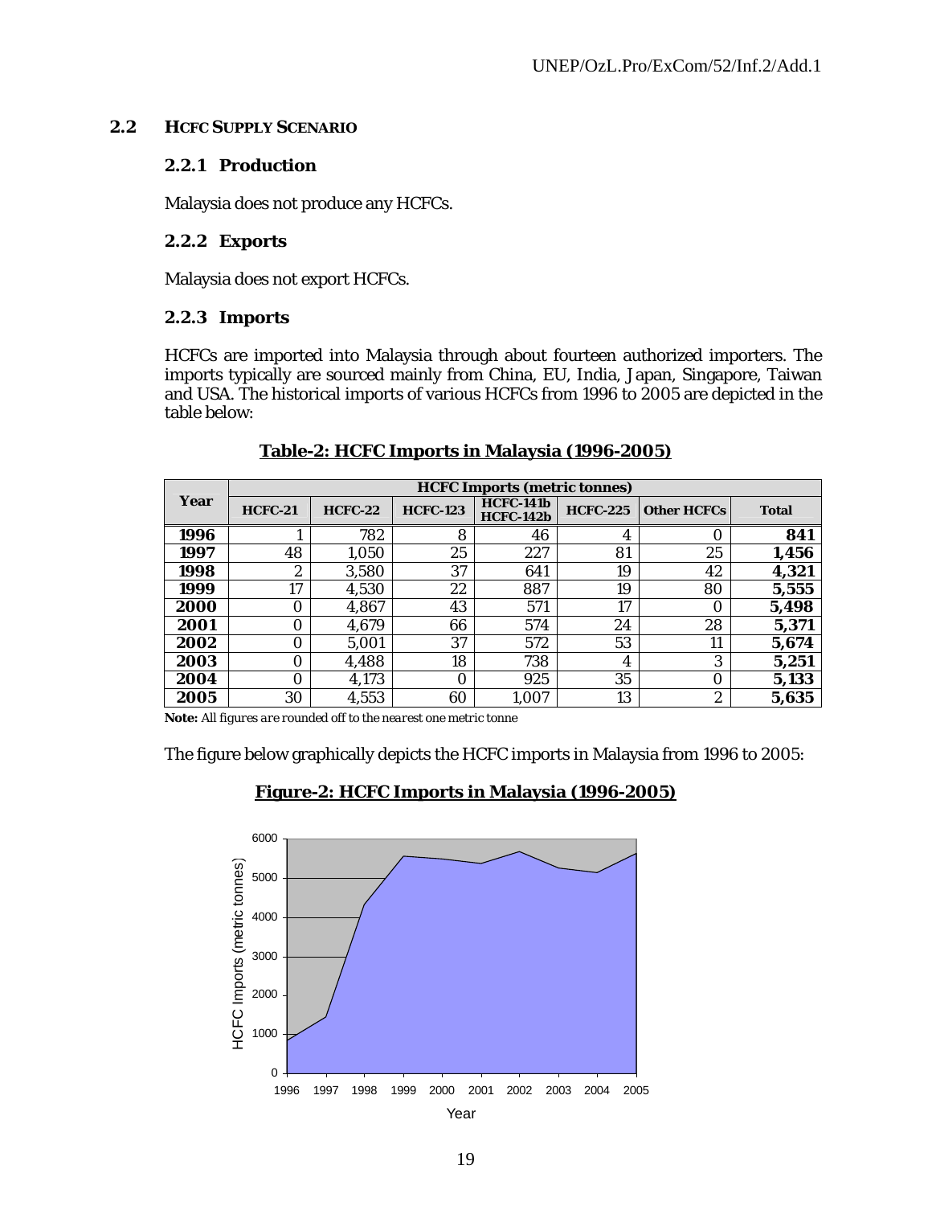### 2.2 HCFC SUPPLY SCENARIO

#### 2.2.1 Production

Malaysia does not produce any HCFCs.

#### 2.2.2 Exports

Malaysia does not export HCFCs.

#### 2.2.3 Imports

HCFCs are imported into Malaysia through about fourteen authorized importers. The imports typically are sourced mainly from China, EU, India, Japan, Singapore, Taiwan and USA. The historical imports of various HCFCs from 1996 to 2005 are depicted in the table below:

**Table-2: HCFC Imports in Malaysia (1996-2005)**

| Year | HCFC Imports (metric tonnes) | | | | | | |
|---|---|---|---|---|---|---|---|
| | HCFC-21 | HCFC-22 | HCFC-123 | HCFC-141b HCFC-142b | HCFC-225 | Other HCFCs | Total |
| **1996** | 1 | 782 | 8 | 46 | 4 | 0 | **841** |
| **1997** | 48 | 1,050 | 25 | 227 | 81 | 25 | **1,456** |
| **1998** | 2 | 3,580 | 37 | 641 | 19 | 42 | **4,321** |
| **1999** | 17 | 4,530 | 22 | 887 | 19 | 80 | **5,555** |
| **2000** | 0 | 4,867 | 43 | 571 | 17 | 0 | **5,498** |
| **2001** | 0 | 4,679 | 66 | 574 | 24 | 28 | **5,371** |
| **2002** | 0 | 5,001 | 37 | 572 | 53 | 11 | **5,674** |
| **2003** | 0 | 4,488 | 18 | 738 | 4 | 3 | **5,251** |
| **2004** | 0 | 4,173 | 0 | 925 | 35 | 0 | **5,133** |
| **2005** | 30 | 4,553 | 60 | 1,007 | 13 | 2 | **5,635** |

**Note:** *All figures are rounded off to the nearest one metric tonne*

The figure below graphically depicts the HCFC imports in Malaysia from 1996 to 2005:

**Figure-2: HCFC Imports in Malaysia (1996-2005)**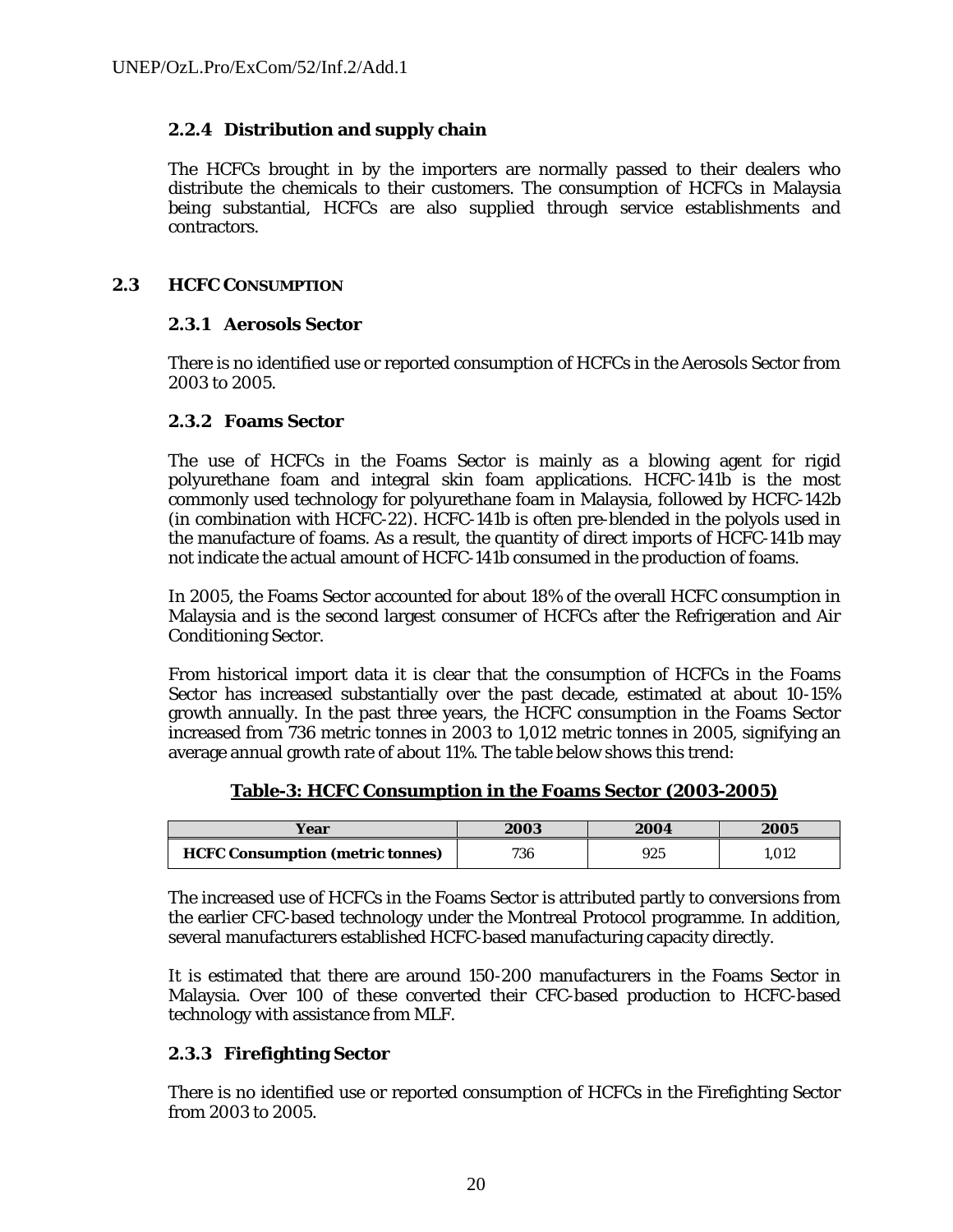#### 2.2.4 Distribution and supply chain

The HCFCs brought in by the importers are normally passed to their dealers who distribute the chemicals to their customers. The consumption of HCFCs in Malaysia being substantial, HCFCs are also supplied through service establishments and contractors.

### 2.3 HCFC CONSUMPTION

#### 2.3.1 Aerosols Sector

There is no identified use or reported consumption of HCFCs in the Aerosols Sector from 2003 to 2005.

#### 2.3.2 Foams Sector

The use of HCFCs in the Foams Sector is mainly as a blowing agent for rigid polyurethane foam and integral skin foam applications. HCFC-141b is the most commonly used technology for polyurethane foam in Malaysia, followed by HCFC-142b (in combination with HCFC-22). HCFC-141b is often pre-blended in the polyols used in the manufacture of foams. As a result, the quantity of direct imports of HCFC-141b may not indicate the actual amount of HCFC-141b consumed in the production of foams.

In 2005, the Foams Sector accounted for about 18% of the overall HCFC consumption in Malaysia and is the second largest consumer of HCFCs after the Refrigeration and Air Conditioning Sector.

From historical import data it is clear that the consumption of HCFCs in the Foams Sector has increased substantially over the past decade, estimated at about 10-15% growth annually. In the past three years, the HCFC consumption in the Foams Sector increased from 736 metric tonnes in 2003 to 1,012 metric tonnes in 2005, signifying an average annual growth rate of about 11%. The table below shows this trend:

**Table-3: HCFC Consumption in the Foams Sector (2003-2005)**

| Year | 2003 | 2004 | 2005 |
|---|---|---|---|
| HCFC Consumption (metric tonnes) | 736 | 925 | 1,012 |

The increased use of HCFCs in the Foams Sector is attributed partly to conversions from the earlier CFC-based technology under the Montreal Protocol programme. In addition, several manufacturers established HCFC-based manufacturing capacity directly.

It is estimated that there are around 150-200 manufacturers in the Foams Sector in Malaysia. Over 100 of these converted their CFC-based production to HCFC-based technology with assistance from MLF.

#### 2.3.3 Firefighting Sector

There is no identified use or reported consumption of HCFCs in the Firefighting Sector from 2003 to 2005.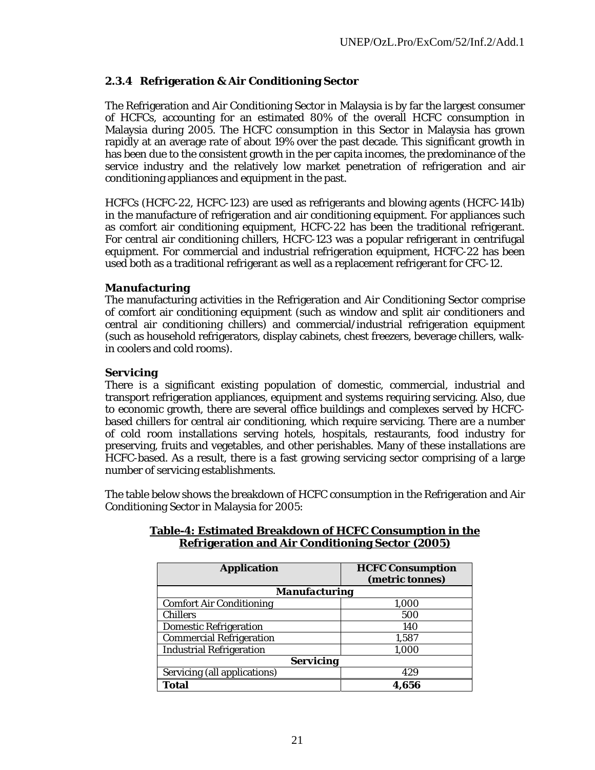### 2.3.4 Refrigeration & Air Conditioning Sector

The Refrigeration and Air Conditioning Sector in Malaysia is by far the largest consumer of HCFCs, accounting for an estimated 80% of the overall HCFC consumption in Malaysia during 2005. The HCFC consumption in this Sector in Malaysia has grown rapidly at an average rate of about 19% over the past decade. This significant growth in has been due to the consistent growth in the per capita incomes, the predominance of the service industry and the relatively low market penetration of refrigeration and air conditioning appliances and equipment in the past.

HCFCs (HCFC-22, HCFC-123) are used as refrigerants and blowing agents (HCFC-141b) in the manufacture of refrigeration and air conditioning equipment. For appliances such as comfort air conditioning equipment, HCFC-22 has been the traditional refrigerant. For central air conditioning chillers, HCFC-123 was a popular refrigerant in centrifugal equipment. For commercial and industrial refrigeration equipment, HCFC-22 has been used both as a traditional refrigerant as well as a replacement refrigerant for CFC-12.

***Manufacturing***

The manufacturing activities in the Refrigeration and Air Conditioning Sector comprise of comfort air conditioning equipment (such as window and split air conditioners and central air conditioning chillers) and commercial/industrial refrigeration equipment (such as household refrigerators, display cabinets, chest freezers, beverage chillers, walk-in coolers and cold rooms).

***Servicing***

There is a significant existing population of domestic, commercial, industrial and transport refrigeration appliances, equipment and systems requiring servicing. Also, due to economic growth, there are several office buildings and complexes served by HCFC-based chillers for central air conditioning, which require servicing. There are a number of cold room installations serving hotels, hospitals, restaurants, food industry for preserving, fruits and vegetables, and other perishables. Many of these installations are HCFC-based. As a result, there is a fast growing servicing sector comprising of a large number of servicing establishments.

The table below shows the breakdown of HCFC consumption in the Refrigeration and Air Conditioning Sector in Malaysia for 2005:

**Table-4: Estimated Breakdown of HCFC Consumption in the Refrigeration and Air Conditioning Sector (2005)**

| Application | HCFC Consumption (metric tonnes) |
|---|---|
| ***Manufacturing*** | |
| Comfort Air Conditioning | 1,000 |
| Chillers | 500 |
| Domestic Refrigeration | 140 |
| Commercial Refrigeration | 1,587 |
| Industrial Refrigeration | 1,000 |
| ***Servicing*** | |
| Servicing (all applications) | 429 |
| **Total** | **4,656** |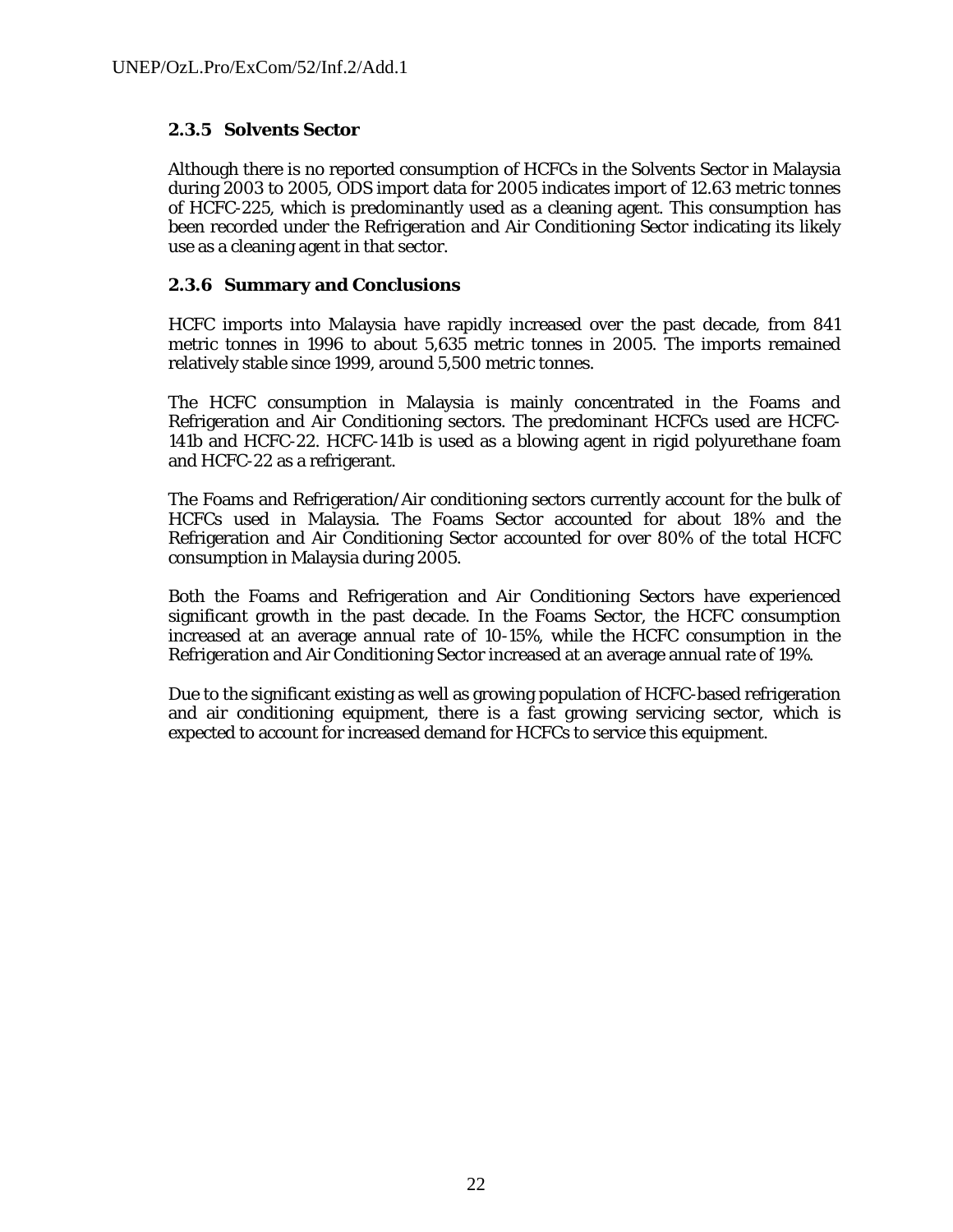### 2.3.5 Solvents Sector

Although there is no reported consumption of HCFCs in the Solvents Sector in Malaysia during 2003 to 2005, ODS import data for 2005 indicates import of 12.63 metric tonnes of HCFC-225, which is predominantly used as a cleaning agent. This consumption has been recorded under the Refrigeration and Air Conditioning Sector indicating its likely use as a cleaning agent in that sector.

### 2.3.6 Summary and Conclusions

HCFC imports into Malaysia have rapidly increased over the past decade, from 841 metric tonnes in 1996 to about 5,635 metric tonnes in 2005. The imports remained relatively stable since 1999, around 5,500 metric tonnes.

The HCFC consumption in Malaysia is mainly concentrated in the Foams and Refrigeration and Air Conditioning sectors. The predominant HCFCs used are HCFC-141b and HCFC-22. HCFC-141b is used as a blowing agent in rigid polyurethane foam and HCFC-22 as a refrigerant.

The Foams and Refrigeration/Air conditioning sectors currently account for the bulk of HCFCs used in Malaysia. The Foams Sector accounted for about 18% and the Refrigeration and Air Conditioning Sector accounted for over 80% of the total HCFC consumption in Malaysia during 2005.

Both the Foams and Refrigeration and Air Conditioning Sectors have experienced significant growth in the past decade. In the Foams Sector, the HCFC consumption increased at an average annual rate of 10-15%, while the HCFC consumption in the Refrigeration and Air Conditioning Sector increased at an average annual rate of 19%.

Due to the significant existing as well as growing population of HCFC-based refrigeration and air conditioning equipment, there is a fast growing servicing sector, which is expected to account for increased demand for HCFCs to service this equipment.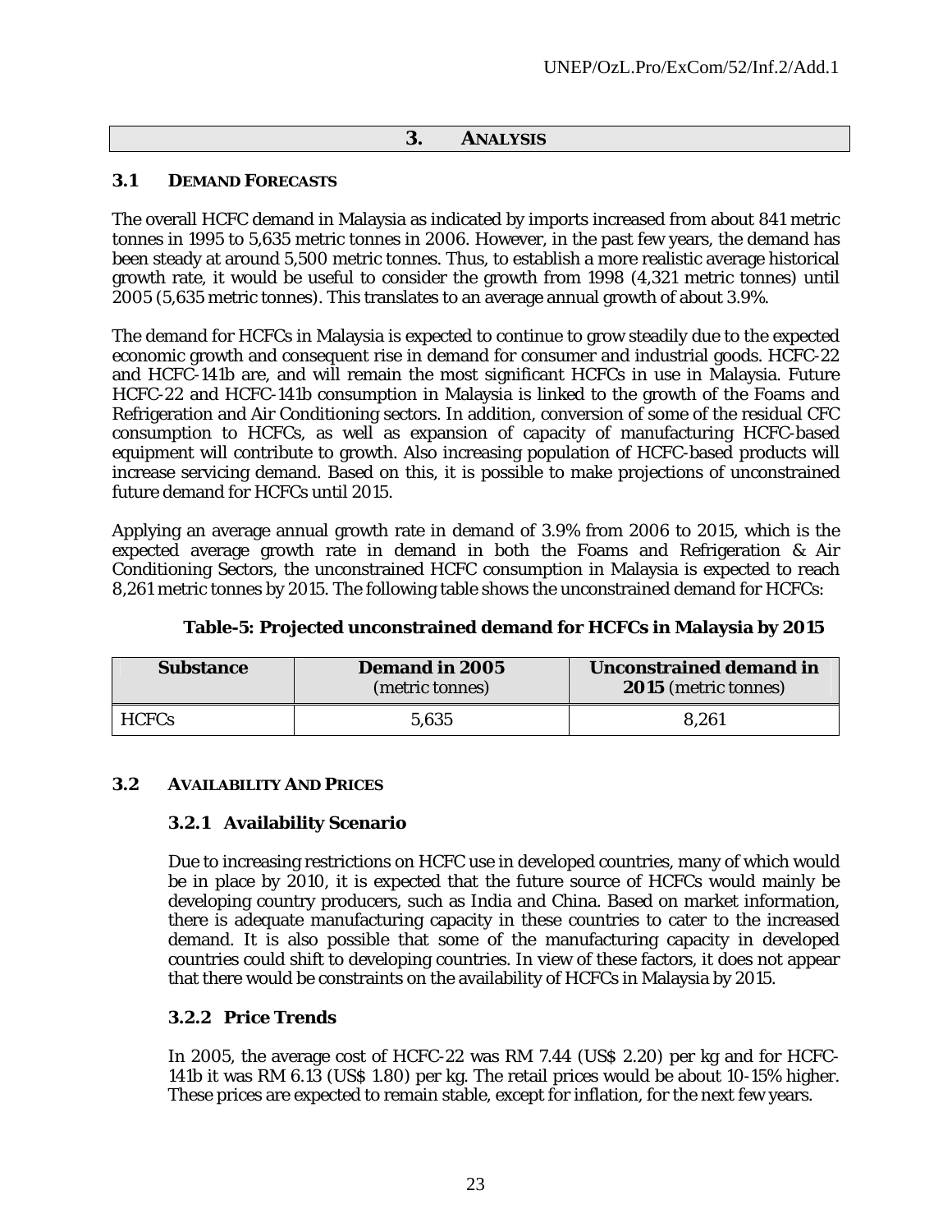## 3. ANALYSIS

### 3.1 DEMAND FORECASTS

The overall HCFC demand in Malaysia as indicated by imports increased from about 841 metric tonnes in 1995 to 5,635 metric tonnes in 2006. However, in the past few years, the demand has been steady at around 5,500 metric tonnes. Thus, to establish a more realistic average historical growth rate, it would be useful to consider the growth from 1998 (4,321 metric tonnes) until 2005 (5,635 metric tonnes). This translates to an average annual growth of about 3.9%.

The demand for HCFCs in Malaysia is expected to continue to grow steadily due to the expected economic growth and consequent rise in demand for consumer and industrial goods. HCFC-22 and HCFC-141b are, and will remain the most significant HCFCs in use in Malaysia. Future HCFC-22 and HCFC-141b consumption in Malaysia is linked to the growth of the Foams and Refrigeration and Air Conditioning sectors. In addition, conversion of some of the residual CFC consumption to HCFCs, as well as expansion of capacity of manufacturing HCFC-based equipment will contribute to growth. Also increasing population of HCFC-based products will increase servicing demand. Based on this, it is possible to make projections of unconstrained future demand for HCFCs until 2015.

Applying an average annual growth rate in demand of 3.9% from 2006 to 2015, which is the expected average growth rate in demand in both the Foams and Refrigeration & Air Conditioning Sectors, the unconstrained HCFC consumption in Malaysia is expected to reach 8,261 metric tonnes by 2015. The following table shows the unconstrained demand for HCFCs:

**Table-5: Projected unconstrained demand for HCFCs in Malaysia by 2015**

| Substance | Demand in 2005 (metric tonnes) | Unconstrained demand in 2015 (metric tonnes) |
|---|---|---|
| HCFCs | 5,635 | 8,261 |

### 3.2 AVAILABILITY AND PRICES

#### 3.2.1 Availability Scenario

Due to increasing restrictions on HCFC use in developed countries, many of which would be in place by 2010, it is expected that the future source of HCFCs would mainly be developing country producers, such as India and China. Based on market information, there is adequate manufacturing capacity in these countries to cater to the increased demand. It is also possible that some of the manufacturing capacity in developed countries could shift to developing countries. In view of these factors, it does not appear that there would be constraints on the availability of HCFCs in Malaysia by 2015.

#### 3.2.2 Price Trends

In 2005, the average cost of HCFC-22 was RM 7.44 (US$ 2.20) per kg and for HCFC-141b it was RM 6.13 (US$ 1.80) per kg. The retail prices would be about 10-15% higher. These prices are expected to remain stable, except for inflation, for the next few years.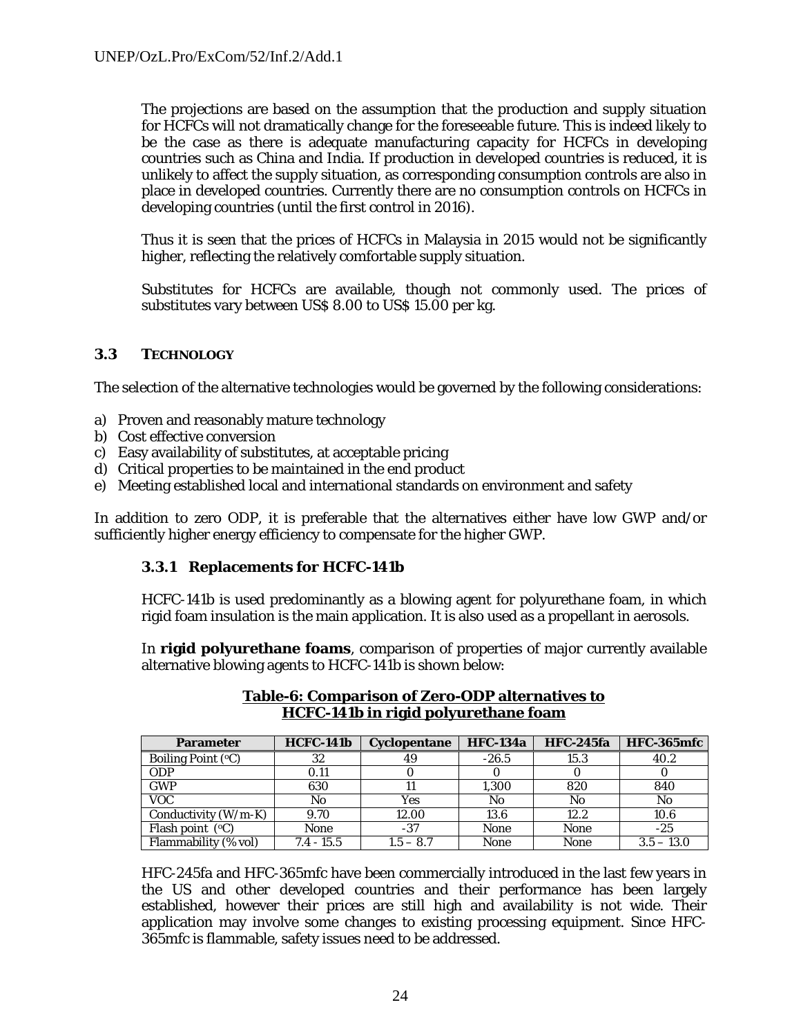The projections are based on the assumption that the production and supply situation for HCFCs will not dramatically change for the foreseeable future. This is indeed likely to be the case as there is adequate manufacturing capacity for HCFCs in developing countries such as China and India. If production in developed countries is reduced, it is unlikely to affect the supply situation, as corresponding consumption controls are also in place in developed countries. Currently there are no consumption controls on HCFCs in developing countries (until the first control in 2016).

Thus it is seen that the prices of HCFCs in Malaysia in 2015 would not be significantly higher, reflecting the relatively comfortable supply situation.

Substitutes for HCFCs are available, though not commonly used. The prices of substitutes vary between US$ 8.00 to US$ 15.00 per kg.

## 3.3 TECHNOLOGY

The selection of the alternative technologies would be governed by the following considerations:

a) Proven and reasonably mature technology
b) Cost effective conversion
c) Easy availability of substitutes, at acceptable pricing
d) Critical properties to be maintained in the end product
e) Meeting established local and international standards on environment and safety

In addition to zero ODP, it is preferable that the alternatives either have low GWP and/or sufficiently higher energy efficiency to compensate for the higher GWP.

### 3.3.1 Replacements for HCFC-141b

HCFC-141b is used predominantly as a blowing agent for polyurethane foam, in which rigid foam insulation is the main application. It is also used as a propellant in aerosols.

In **rigid polyurethane foams**, comparison of properties of major currently available alternative blowing agents to HCFC-141b is shown below:

**Table-6: Comparison of Zero-ODP alternatives to HCFC-141b in rigid polyurethane foam**

| Parameter | HCFC-141b | Cyclopentane | HFC-134a | HFC-245fa | HFC-365mfc |
|---|---|---|---|---|---|
| Boiling Point (°C) | 32 | 49 | -26.5 | 15.3 | 40.2 |
| ODP | 0.11 | 0 | 0 | 0 | 0 |
| GWP | 630 | 11 | 1,300 | 820 | 840 |
| VOC | No | Yes | No | No | No |
| Conductivity (W/m-K) | 9.70 | 12.00 | 13.6 | 12.2 | 10.6 |
| Flash point (°C) | None | -37 | None | None | -25 |
| Flammability (% vol) | 7.4 - 15.5 | 1.5 – 8.7 | None | None | 3.5 – 13.0 |

HFC-245fa and HFC-365mfc have been commercially introduced in the last few years in the US and other developed countries and their performance has been largely established, however their prices are still high and availability is not wide. Their application may involve some changes to existing processing equipment. Since HFC-365mfc is flammable, safety issues need to be addressed.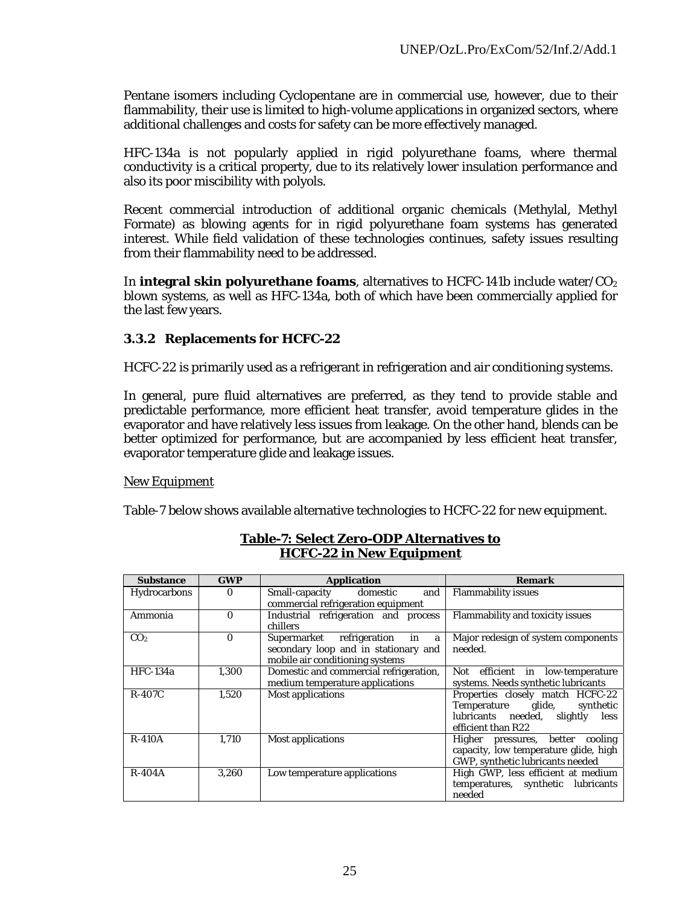Pentane isomers including Cyclopentane are in commercial use, however, due to their flammability, their use is limited to high-volume applications in organized sectors, where additional challenges and costs for safety can be more effectively managed.

HFC-134a is not popularly applied in rigid polyurethane foams, where thermal conductivity is a critical property, due to its relatively lower insulation performance and also its poor miscibility with polyols.

Recent commercial introduction of additional organic chemicals (Methylal, Methyl Formate) as blowing agents for in rigid polyurethane foam systems has generated interest. While field validation of these technologies continues, safety issues resulting from their flammability need to be addressed.

In **integral skin polyurethane foams**, alternatives to HCFC-141b include water/$CO_2$ blown systems, as well as HFC-134a, both of which have been commercially applied for the last few years.

### 3.3.2 Replacements for HCFC-22

HCFC-22 is primarily used as a refrigerant in refrigeration and air conditioning systems.

In general, pure fluid alternatives are preferred, as they tend to provide stable and predictable performance, more efficient heat transfer, avoid temperature glides in the evaporator and have relatively less issues from leakage. On the other hand, blends can be better optimized for performance, but are accompanied by less efficient heat transfer, evaporator temperature glide and leakage issues.

New Equipment

Table-7 below shows available alternative technologies to HCFC-22 for new equipment.

**Table-7: Select Zero-ODP Alternatives to HCFC-22 in New Equipment**

| Substance | GWP | Application | Remark |
|---|---|---|---|
| Hydrocarbons | 0 | Small-capacity domestic and commercial refrigeration equipment | Flammability issues |
| Ammonia | 0 | Industrial refrigeration and process chillers | Flammability and toxicity issues |
| $CO_2$ | 0 | Supermarket refrigeration in a secondary loop and in stationary and mobile air conditioning systems | Major redesign of system components needed. |
| HFC-134a | 1,300 | Domestic and commercial refrigeration, medium temperature applications | Not efficient in low-temperature systems. Needs synthetic lubricants |
| R-407C | 1,520 | Most applications | Properties closely match HCFC-22 Temperature glide, synthetic lubricants needed, slightly less efficient than R22 |
| R-410A | 1,710 | Most applications | Higher pressures, better cooling capacity, low temperature glide, high GWP, synthetic lubricants needed |
| R-404A | 3,260 | Low temperature applications | High GWP, less efficient at medium temperatures, synthetic lubricants needed |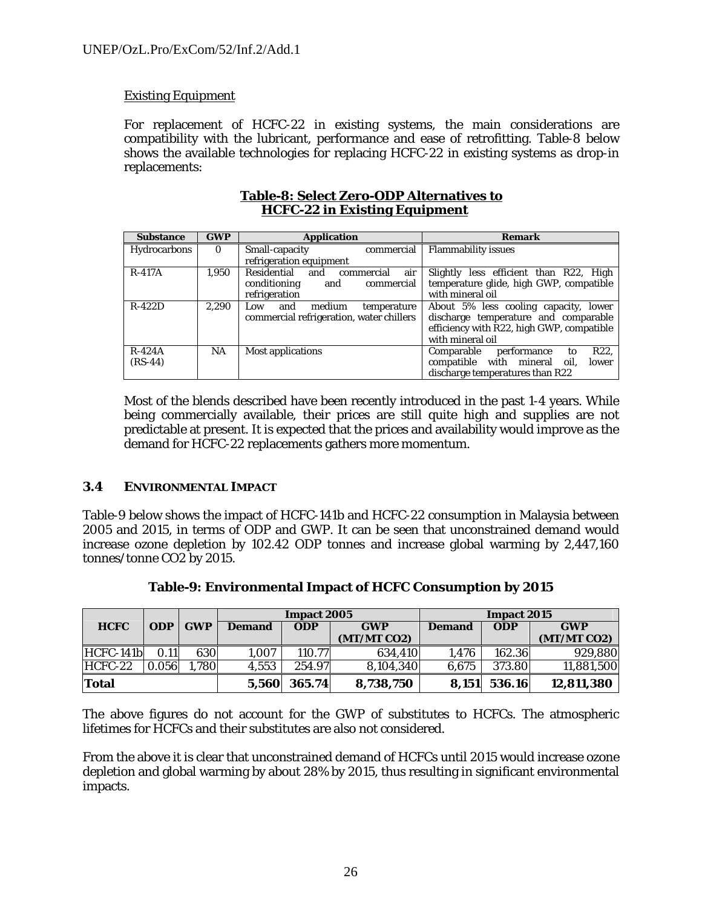Existing Equipment

For replacement of HCFC-22 in existing systems, the main considerations are compatibility with the lubricant, performance and ease of retrofitting. Table-8 below shows the available technologies for replacing HCFC-22 in existing systems as drop-in replacements:

**Table-8: Select Zero-ODP Alternatives to HCFC-22 in Existing Equipment**

| Substance | GWP | Application | Remark |
|---|---|---|---|
| Hydrocarbons | 0 | Small-capacity commercial refrigeration equipment | Flammability issues |
| R-417A | 1,950 | Residential and commercial air conditioning and commercial refrigeration | Slightly less efficient than R22, High temperature glide, high GWP, compatible with mineral oil |
| R-422D | 2,290 | Low and medium temperature commercial refrigeration, water chillers | About 5% less cooling capacity, lower discharge temperature and comparable efficiency with R22, high GWP, compatible with mineral oil |
| R-424A (RS-44) | NA | Most applications | Comparable performance to R22, compatible with mineral oil, lower discharge temperatures than R22 |

Most of the blends described have been recently introduced in the past 1-4 years. While being commercially available, their prices are still quite high and supplies are not predictable at present. It is expected that the prices and availability would improve as the demand for HCFC-22 replacements gathers more momentum.

### 3.4 ENVIRONMENTAL IMPACT

Table-9 below shows the impact of HCFC-141b and HCFC-22 consumption in Malaysia between 2005 and 2015, in terms of ODP and GWP. It can be seen that unconstrained demand would increase ozone depletion by 102.42 ODP tonnes and increase global warming by 2,447,160 tonnes/tonne CO2 by 2015.

**Table-9: Environmental Impact of HCFC Consumption by 2015**

| HCFC | ODP | GWP | Impact 2005 | | | Impact 2015 | | |
|---|---|---|---|---|---|---|---|---|
| | | | Demand | ODP | GWP (MT/MT CO2) | Demand | ODP | GWP (MT/MT CO2) |
| HCFC-141b | 0.11 | 630 | 1,007 | 110.77 | 634,410 | 1,476 | 162.36 | 929,880 |
| HCFC-22 | 0.056 | 1,780 | 4,553 | 254.97 | 8,104,340 | 6,675 | 373.80 | 11,881,500 |
| **Total** | | | **5,560** | **365.74** | **8,738,750** | **8,151** | **536.16** | **12,811,380** |

The above figures do not account for the GWP of substitutes to HCFCs. The atmospheric lifetimes for HCFCs and their substitutes are also not considered.

From the above it is clear that unconstrained demand of HCFCs until 2015 would increase ozone depletion and global warming by about 28% by 2015, thus resulting in significant environmental impacts.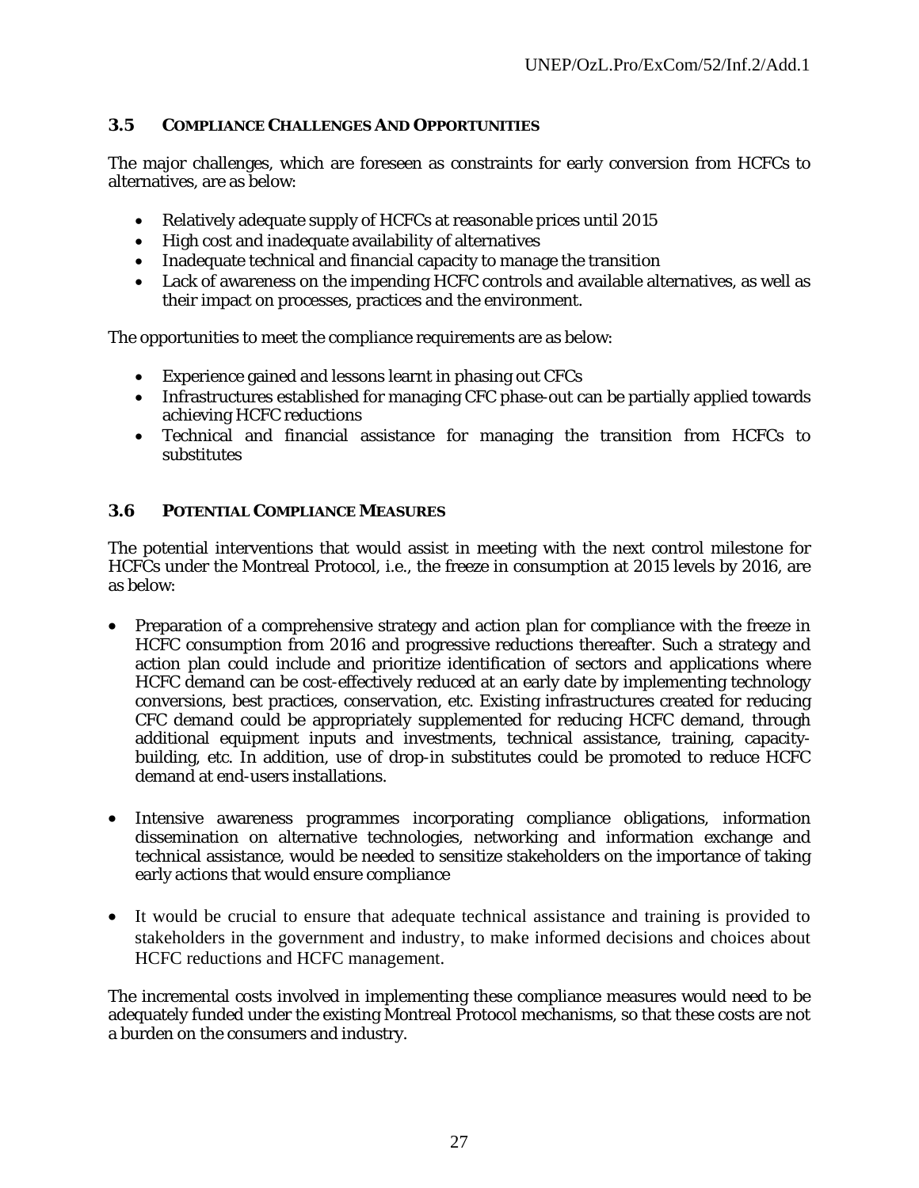### 3.5 COMPLIANCE CHALLENGES AND OPPORTUNITIES

The major challenges, which are foreseen as constraints for early conversion from HCFCs to alternatives, are as below:

- Relatively adequate supply of HCFCs at reasonable prices until 2015
- High cost and inadequate availability of alternatives
- Inadequate technical and financial capacity to manage the transition
- Lack of awareness on the impending HCFC controls and available alternatives, as well as their impact on processes, practices and the environment.

The opportunities to meet the compliance requirements are as below:

- Experience gained and lessons learnt in phasing out CFCs
- Infrastructures established for managing CFC phase-out can be partially applied towards achieving HCFC reductions
- Technical and financial assistance for managing the transition from HCFCs to substitutes

### 3.6 POTENTIAL COMPLIANCE MEASURES

The potential interventions that would assist in meeting with the next control milestone for HCFCs under the Montreal Protocol, i.e., the freeze in consumption at 2015 levels by 2016, are as below:

- Preparation of a comprehensive strategy and action plan for compliance with the freeze in HCFC consumption from 2016 and progressive reductions thereafter. Such a strategy and action plan could include and prioritize identification of sectors and applications where HCFC demand can be cost-effectively reduced at an early date by implementing technology conversions, best practices, conservation, etc. Existing infrastructures created for reducing CFC demand could be appropriately supplemented for reducing HCFC demand, through additional equipment inputs and investments, technical assistance, training, capacity-building, etc. In addition, use of drop-in substitutes could be promoted to reduce HCFC demand at end-users installations.

- Intensive awareness programmes incorporating compliance obligations, information dissemination on alternative technologies, networking and information exchange and technical assistance, would be needed to sensitize stakeholders on the importance of taking early actions that would ensure compliance

- It would be crucial to ensure that adequate technical assistance and training is provided to stakeholders in the government and industry, to make informed decisions and choices about HCFC reductions and HCFC management.

The incremental costs involved in implementing these compliance measures would need to be adequately funded under the existing Montreal Protocol mechanisms, so that these costs are not a burden on the consumers and industry.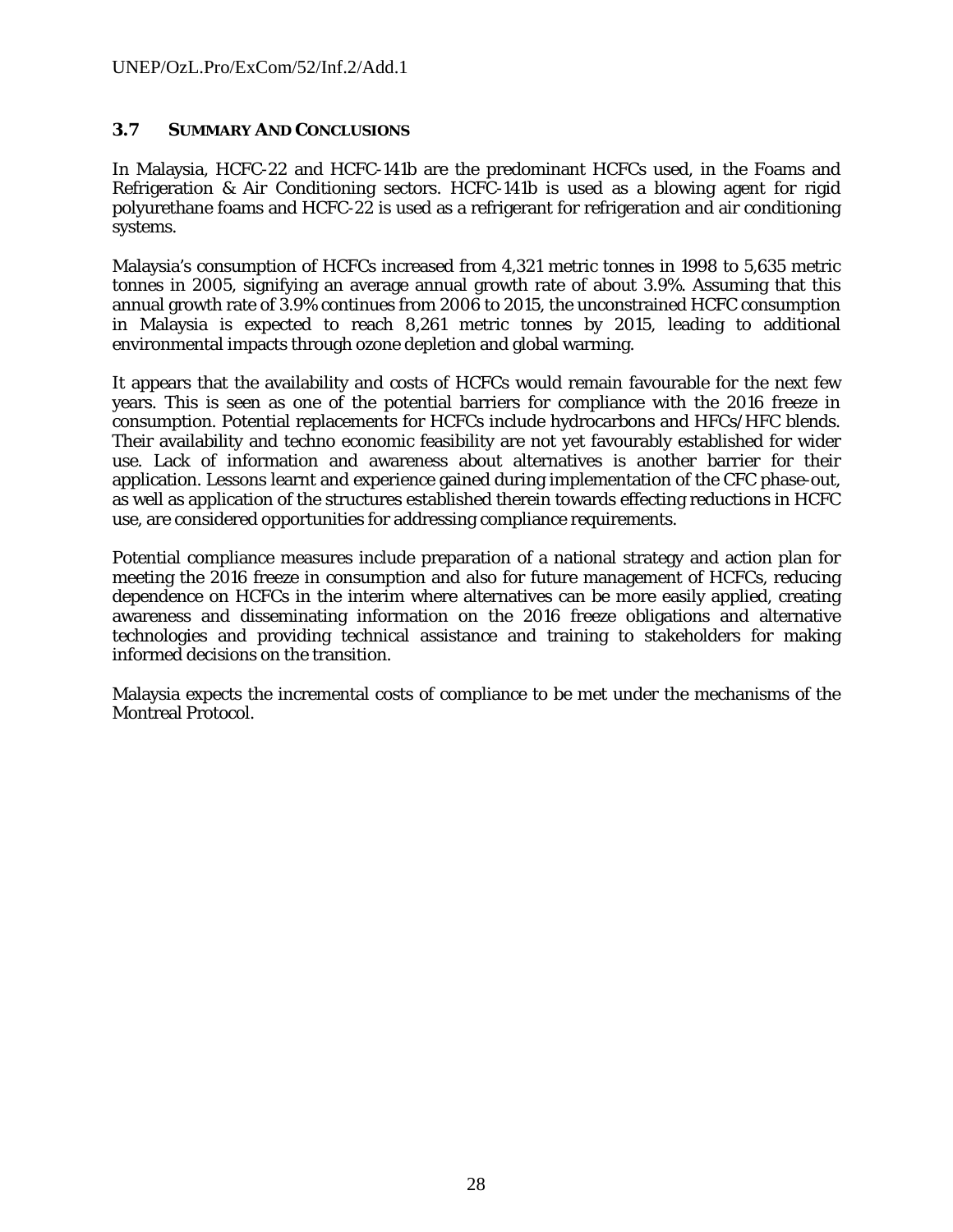### 3.7 SUMMARY AND CONCLUSIONS

In Malaysia, HCFC-22 and HCFC-141b are the predominant HCFCs used, in the Foams and Refrigeration & Air Conditioning sectors. HCFC-141b is used as a blowing agent for rigid polyurethane foams and HCFC-22 is used as a refrigerant for refrigeration and air conditioning systems.

Malaysia's consumption of HCFCs increased from 4,321 metric tonnes in 1998 to 5,635 metric tonnes in 2005, signifying an average annual growth rate of about 3.9%. Assuming that this annual growth rate of 3.9% continues from 2006 to 2015, the unconstrained HCFC consumption in Malaysia is expected to reach 8,261 metric tonnes by 2015, leading to additional environmental impacts through ozone depletion and global warming.

It appears that the availability and costs of HCFCs would remain favourable for the next few years. This is seen as one of the potential barriers for compliance with the 2016 freeze in consumption. Potential replacements for HCFCs include hydrocarbons and HFCs/HFC blends. Their availability and techno economic feasibility are not yet favourably established for wider use. Lack of information and awareness about alternatives is another barrier for their application. Lessons learnt and experience gained during implementation of the CFC phase-out, as well as application of the structures established therein towards effecting reductions in HCFC use, are considered opportunities for addressing compliance requirements.

Potential compliance measures include preparation of a national strategy and action plan for meeting the 2016 freeze in consumption and also for future management of HCFCs, reducing dependence on HCFCs in the interim where alternatives can be more easily applied, creating awareness and disseminating information on the 2016 freeze obligations and alternative technologies and providing technical assistance and training to stakeholders for making informed decisions on the transition.

Malaysia expects the incremental costs of compliance to be met under the mechanisms of the Montreal Protocol.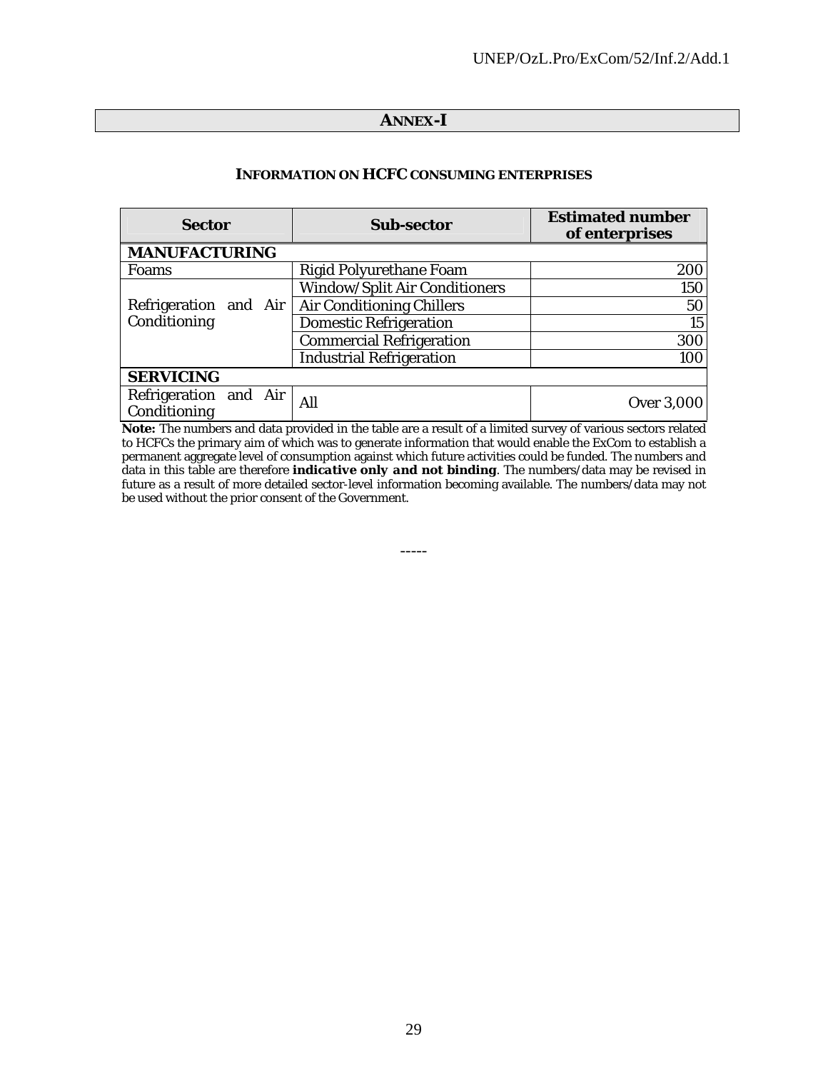# ANNEX-I

## INFORMATION ON HCFC CONSUMING ENTERPRISES

| Sector | Sub-sector | Estimated number of enterprises |
|---|---|---|
| **MANUFACTURING** | | |
| Foams | Rigid Polyurethane Foam | 200 |
| Refrigeration and Air Conditioning | Window/Split Air Conditioners | 150 |
| | Air Conditioning Chillers | 50 |
| | Domestic Refrigeration | 15 |
| | Commercial Refrigeration | 300 |
| | Industrial Refrigeration | 100 |
| **SERVICING** | | |
| Refrigeration and Air Conditioning | All | Over 3,000 |

**Note:** The numbers and data provided in the table are a result of a limited survey of various sectors related to HCFCs the primary aim of which was to generate information that would enable the ExCom to establish a permanent aggregate level of consumption against which future activities could be funded. The numbers and data in this table are therefore ***indicative only and not binding***. The numbers/data may be revised in future as a result of more detailed sector-level information becoming available. The numbers/data may not be used without the prior consent of the Government.

-----